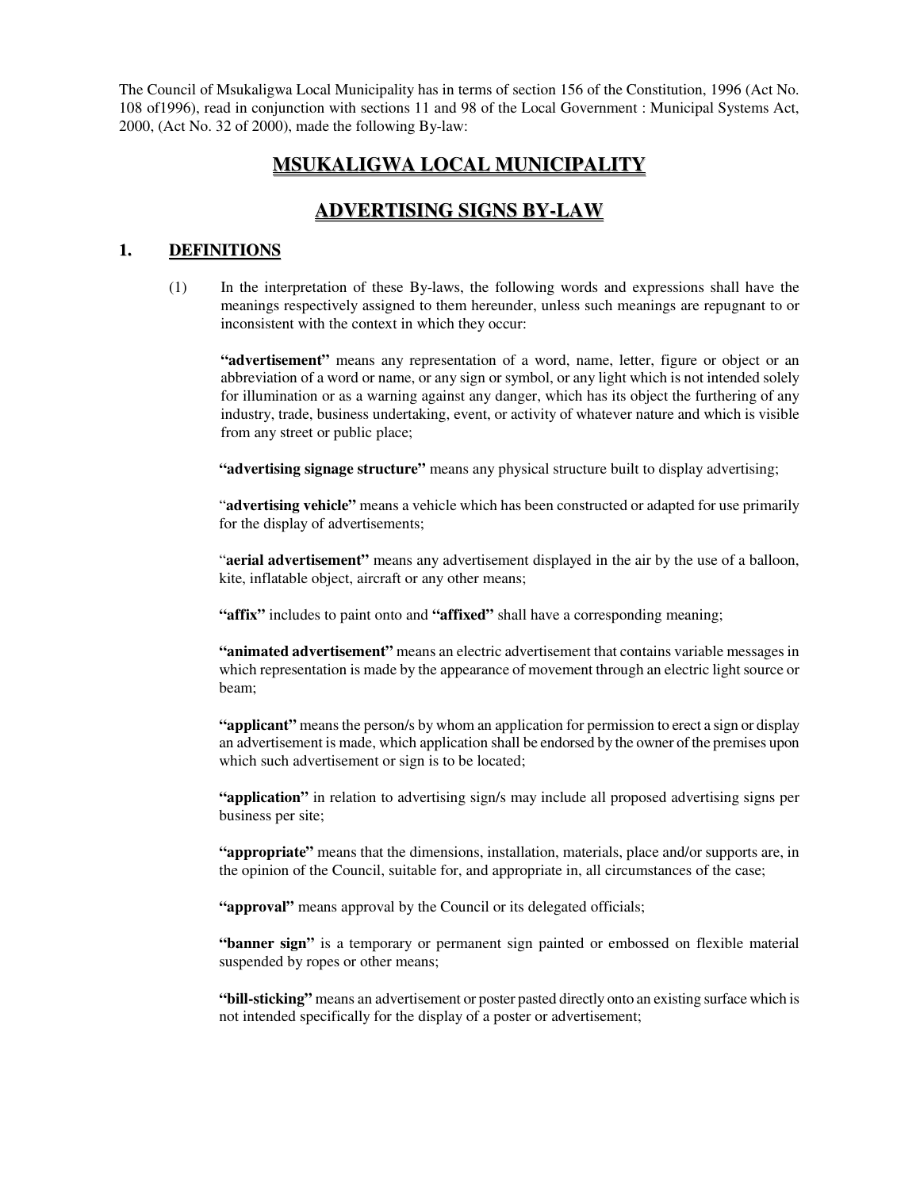The Council of Msukaligwa Local Municipality has in terms of section 156 of the Constitution, 1996 (Act No. 108 of1996), read in conjunction with sections 11 and 98 of the Local Government : Municipal Systems Act, 2000, (Act No. 32 of 2000), made the following By-law:

# MSUKALIGWA LOCAL MUNICIPALITY

# ADVERTISING SIGNS BY-LAW

## 1. DEFINITIONS

(1) In the interpretation of these By-laws, the following words and expressions shall have the meanings respectively assigned to them hereunder, unless such meanings are repugnant to or inconsistent with the context in which they occur:

**"advertisement"** means any representation of a word, name, letter, figure or object or an abbreviation of a word or name, or any sign or symbol, or any light which is not intended solely for illumination or as a warning against any danger, which has its object the furthering of any industry, trade, business undertaking, event, or activity of whatever nature and which is visible from any street or public place;

**"advertising signage structure"** means any physical structure built to display advertising;

"**advertising vehicle"** means a vehicle which has been constructed or adapted for use primarily for the display of advertisements;

"**aerial advertisement"** means any advertisement displayed in the air by the use of a balloon, kite, inflatable object, aircraft or any other means;

**"affix"** includes to paint onto and **"affixed"** shall have a corresponding meaning;

**"animated advertisement"** means an electric advertisement that contains variable messages in which representation is made by the appearance of movement through an electric light source or beam;

**"applicant"** means the person/s by whom an application for permission to erect a sign or display an advertisement is made, which application shall be endorsed by the owner of the premises upon which such advertisement or sign is to be located;

**"application"** in relation to advertising sign/s may include all proposed advertising signs per business per site;

**"appropriate"** means that the dimensions, installation, materials, place and/or supports are, in the opinion of the Council, suitable for, and appropriate in, all circumstances of the case;

**"approval"** means approval by the Council or its delegated officials;

**"banner sign"** is a temporary or permanent sign painted or embossed on flexible material suspended by ropes or other means;

**"bill-sticking"** means an advertisement or poster pasted directly onto an existing surface which is not intended specifically for the display of a poster or advertisement;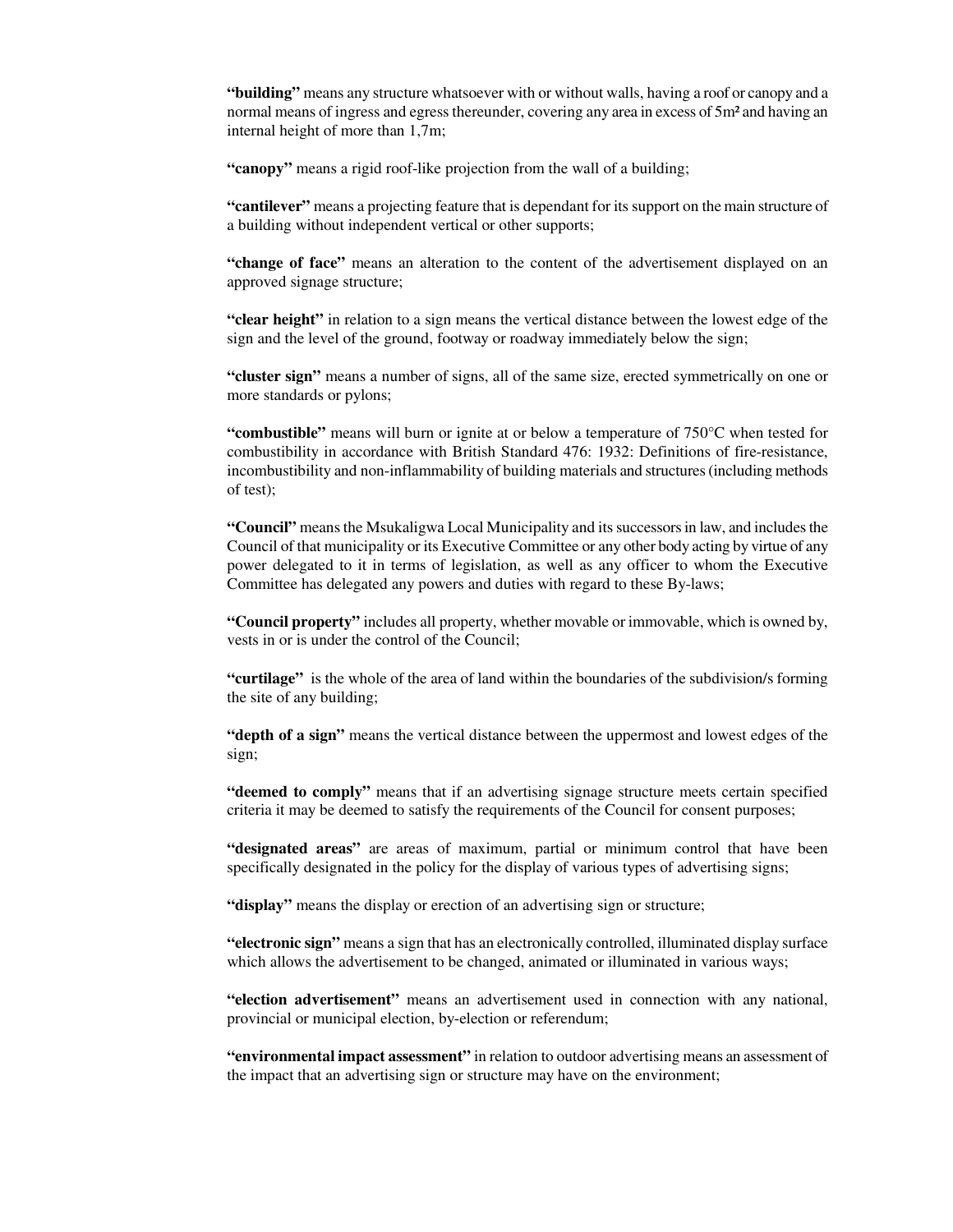**"building"** means any structure whatsoever with or without walls, having a roof or canopy and a normal means of ingress and egress thereunder, covering any area in excess of 5m² and having an internal height of more than 1,7m;

**"canopy"** means a rigid roof-like projection from the wall of a building;

**"cantilever"** means a projecting feature that is dependant for its support on the main structure of a building without independent vertical or other supports;

**"change of face"** means an alteration to the content of the advertisement displayed on an approved signage structure;

**"clear height"** in relation to a sign means the vertical distance between the lowest edge of the sign and the level of the ground, footway or roadway immediately below the sign;

**"cluster sign"** means a number of signs, all of the same size, erected symmetrically on one or more standards or pylons;

**"combustible"** means will burn or ignite at or below a temperature of 750°C when tested for combustibility in accordance with British Standard 476: 1932: Definitions of fire-resistance, incombustibility and non-inflammability of building materials and structures (including methods of test);

**"Council"** means the Msukaligwa Local Municipality and its successors in law, and includes the Council of that municipality or its Executive Committee or any other body acting by virtue of any power delegated to it in terms of legislation, as well as any officer to whom the Executive Committee has delegated any powers and duties with regard to these By-laws;

**"Council property"** includes all property, whether movable or immovable, which is owned by, vests in or is under the control of the Council;

**"curtilage"** is the whole of the area of land within the boundaries of the subdivision/s forming the site of any building;

**"depth of a sign"** means the vertical distance between the uppermost and lowest edges of the sign;

**"deemed to comply"** means that if an advertising signage structure meets certain specified criteria it may be deemed to satisfy the requirements of the Council for consent purposes;

**"designated areas"** are areas of maximum, partial or minimum control that have been specifically designated in the policy for the display of various types of advertising signs;

**"display"** means the display or erection of an advertising sign or structure;

**"electronic sign"** means a sign that has an electronically controlled, illuminated display surface which allows the advertisement to be changed, animated or illuminated in various ways;

**"election advertisement"** means an advertisement used in connection with any national, provincial or municipal election, by-election or referendum;

**"environmental impact assessment"** in relation to outdoor advertising means an assessment of the impact that an advertising sign or structure may have on the environment;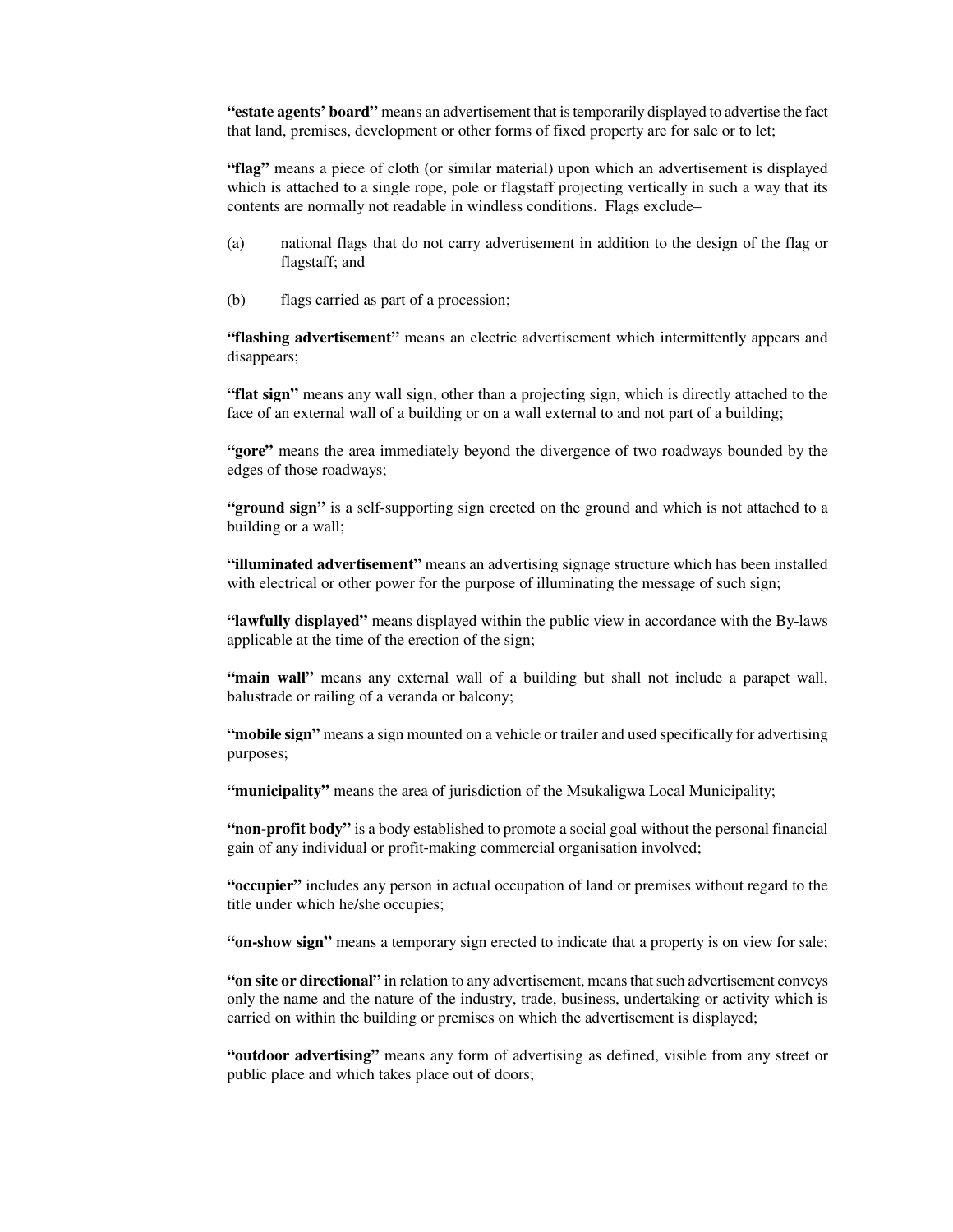**"estate agents' board"** means an advertisement that is temporarily displayed to advertise the fact that land, premises, development or other forms of fixed property are for sale or to let;

**"flag"** means a piece of cloth (or similar material) upon which an advertisement is displayed which is attached to a single rope, pole or flagstaff projecting vertically in such a way that its contents are normally not readable in windless conditions. Flags exclude–

(a) national flags that do not carry advertisement in addition to the design of the flag or flagstaff; and

(b) flags carried as part of a procession;

**"flashing advertisement"** means an electric advertisement which intermittently appears and disappears;

**"flat sign"** means any wall sign, other than a projecting sign, which is directly attached to the face of an external wall of a building or on a wall external to and not part of a building;

**"gore"** means the area immediately beyond the divergence of two roadways bounded by the edges of those roadways;

**"ground sign"** is a self-supporting sign erected on the ground and which is not attached to a building or a wall;

**"illuminated advertisement"** means an advertising signage structure which has been installed with electrical or other power for the purpose of illuminating the message of such sign;

**"lawfully displayed"** means displayed within the public view in accordance with the By-laws applicable at the time of the erection of the sign;

**"main wall"** means any external wall of a building but shall not include a parapet wall, balustrade or railing of a veranda or balcony;

**"mobile sign"** means a sign mounted on a vehicle or trailer and used specifically for advertising purposes;

**"municipality"** means the area of jurisdiction of the Msukaligwa Local Municipality;

**"non-profit body"** is a body established to promote a social goal without the personal financial gain of any individual or profit-making commercial organisation involved;

**"occupier"** includes any person in actual occupation of land or premises without regard to the title under which he/she occupies;

**"on-show sign"** means a temporary sign erected to indicate that a property is on view for sale;

**"on site or directional"** in relation to any advertisement, means that such advertisement conveys only the name and the nature of the industry, trade, business, undertaking or activity which is carried on within the building or premises on which the advertisement is displayed;

**"outdoor advertising"** means any form of advertising as defined, visible from any street or public place and which takes place out of doors;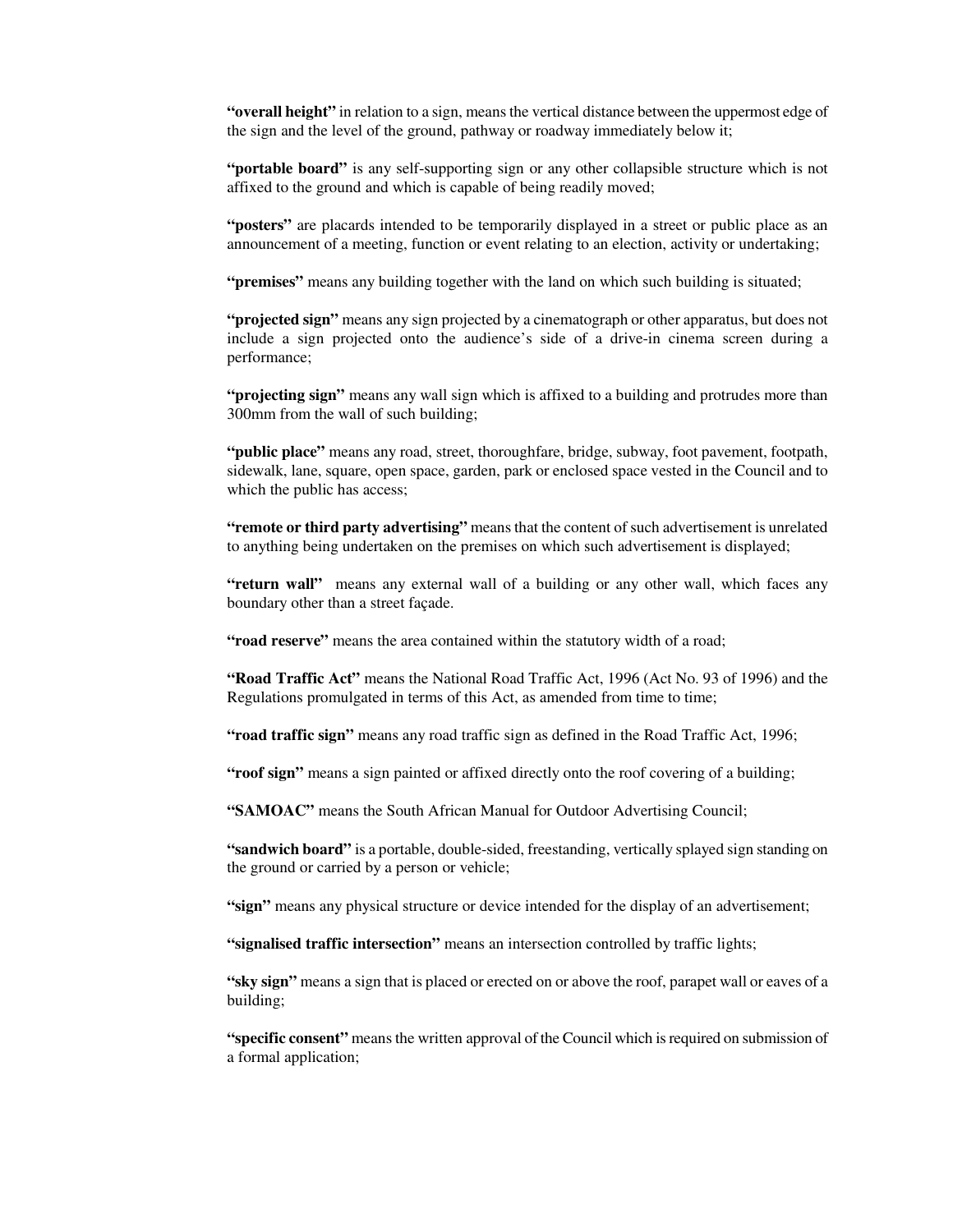**"overall height"** in relation to a sign, means the vertical distance between the uppermost edge of the sign and the level of the ground, pathway or roadway immediately below it;

**"portable board"** is any self-supporting sign or any other collapsible structure which is not affixed to the ground and which is capable of being readily moved;

**"posters"** are placards intended to be temporarily displayed in a street or public place as an announcement of a meeting, function or event relating to an election, activity or undertaking;

**"premises"** means any building together with the land on which such building is situated;

**"projected sign"** means any sign projected by a cinematograph or other apparatus, but does not include a sign projected onto the audience's side of a drive-in cinema screen during a performance;

**"projecting sign"** means any wall sign which is affixed to a building and protrudes more than 300mm from the wall of such building;

**"public place"** means any road, street, thoroughfare, bridge, subway, foot pavement, footpath, sidewalk, lane, square, open space, garden, park or enclosed space vested in the Council and to which the public has access;

**"remote or third party advertising"** means that the content of such advertisement is unrelated to anything being undertaken on the premises on which such advertisement is displayed;

**"return wall"** means any external wall of a building or any other wall, which faces any boundary other than a street façade.

**"road reserve"** means the area contained within the statutory width of a road;

**"Road Traffic Act"** means the National Road Traffic Act, 1996 (Act No. 93 of 1996) and the Regulations promulgated in terms of this Act, as amended from time to time;

**"road traffic sign"** means any road traffic sign as defined in the Road Traffic Act, 1996;

**"roof sign"** means a sign painted or affixed directly onto the roof covering of a building;

**"SAMOAC"** means the South African Manual for Outdoor Advertising Council;

**"sandwich board"** is a portable, double-sided, freestanding, vertically splayed sign standing on the ground or carried by a person or vehicle;

**"sign"** means any physical structure or device intended for the display of an advertisement;

**"signalised traffic intersection"** means an intersection controlled by traffic lights;

**"sky sign"** means a sign that is placed or erected on or above the roof, parapet wall or eaves of a building;

**"specific consent"** means the written approval of the Council which is required on submission of a formal application;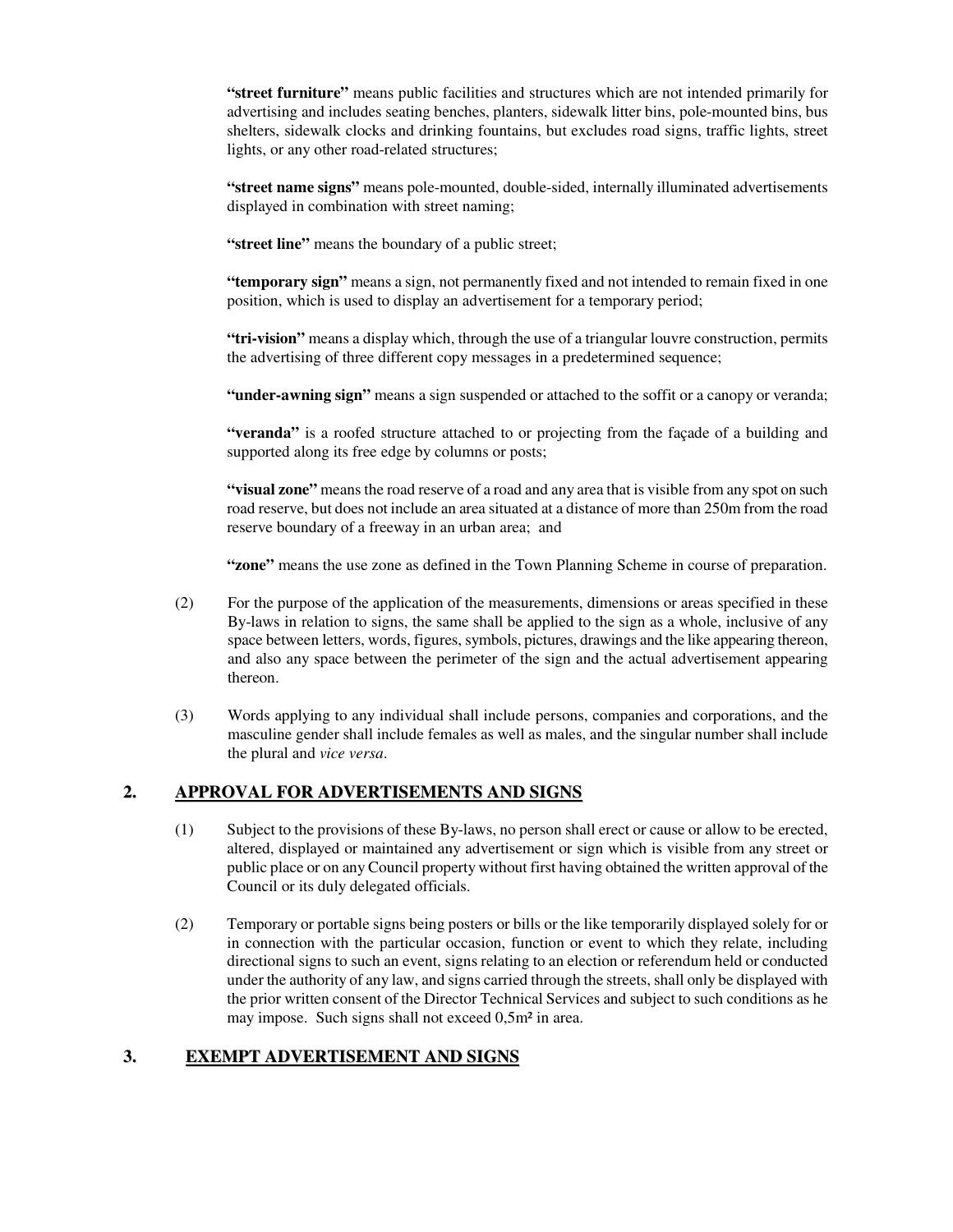**"street furniture"** means public facilities and structures which are not intended primarily for advertising and includes seating benches, planters, sidewalk litter bins, pole-mounted bins, bus shelters, sidewalk clocks and drinking fountains, but excludes road signs, traffic lights, street lights, or any other road-related structures;

**"street name signs"** means pole-mounted, double-sided, internally illuminated advertisements displayed in combination with street naming;

**"street line"** means the boundary of a public street;

**"temporary sign"** means a sign, not permanently fixed and not intended to remain fixed in one position, which is used to display an advertisement for a temporary period;

**"tri-vision"** means a display which, through the use of a triangular louvre construction, permits the advertising of three different copy messages in a predetermined sequence;

**"under-awning sign"** means a sign suspended or attached to the soffit or a canopy or veranda;

**"veranda"** is a roofed structure attached to or projecting from the façade of a building and supported along its free edge by columns or posts;

**"visual zone"** means the road reserve of a road and any area that is visible from any spot on such road reserve, but does not include an area situated at a distance of more than 250m from the road reserve boundary of a freeway in an urban area; and

**"zone"** means the use zone as defined in the Town Planning Scheme in course of preparation.

(2) For the purpose of the application of the measurements, dimensions or areas specified in these By-laws in relation to signs, the same shall be applied to the sign as a whole, inclusive of any space between letters, words, figures, symbols, pictures, drawings and the like appearing thereon, and also any space between the perimeter of the sign and the actual advertisement appearing thereon.

(3) Words applying to any individual shall include persons, companies and corporations, and the masculine gender shall include females as well as males, and the singular number shall include the plural and *vice versa*.

## 2. APPROVAL FOR ADVERTISEMENTS AND SIGNS

(1) Subject to the provisions of these By-laws, no person shall erect or cause or allow to be erected, altered, displayed or maintained any advertisement or sign which is visible from any street or public place or on any Council property without first having obtained the written approval of the Council or its duly delegated officials.

(2) Temporary or portable signs being posters or bills or the like temporarily displayed solely for or in connection with the particular occasion, function or event to which they relate, including directional signs to such an event, signs relating to an election or referendum held or conducted under the authority of any law, and signs carried through the streets, shall only be displayed with the prior written consent of the Director Technical Services and subject to such conditions as he may impose. Such signs shall not exceed 0,5m² in area.

## 3. EXEMPT ADVERTISEMENT AND SIGNS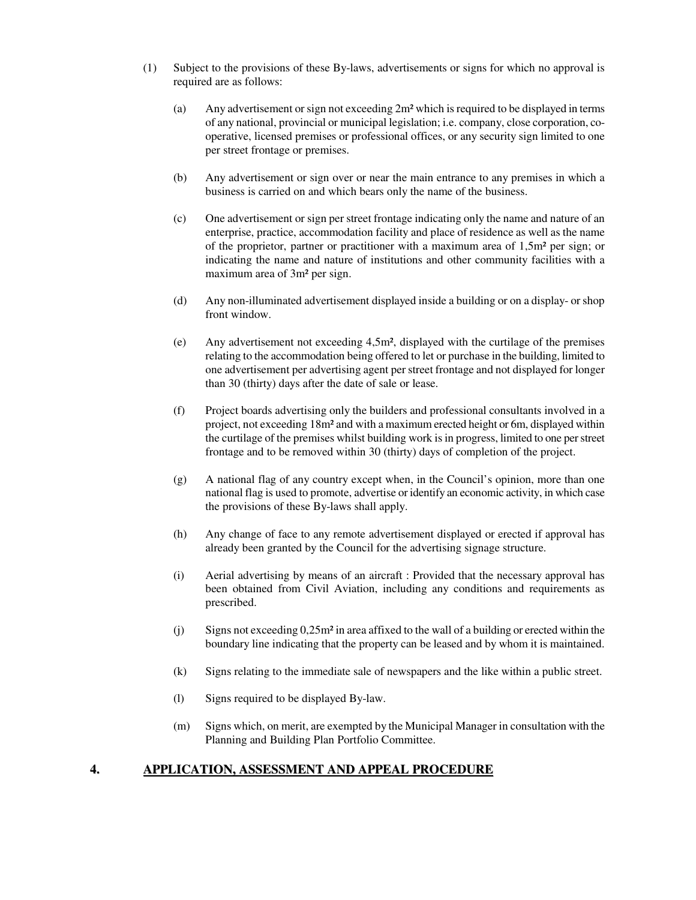(1) Subject to the provisions of these By-laws, advertisements or signs for which no approval is required are as follows:

(a) Any advertisement or sign not exceeding 2m² which is required to be displayed in terms of any national, provincial or municipal legislation; i.e. company, close corporation, co-operative, licensed premises or professional offices, or any security sign limited to one per street frontage or premises.

(b) Any advertisement or sign over or near the main entrance to any premises in which a business is carried on and which bears only the name of the business.

(c) One advertisement or sign per street frontage indicating only the name and nature of an enterprise, practice, accommodation facility and place of residence as well as the name of the proprietor, partner or practitioner with a maximum area of 1,5m² per sign; or indicating the name and nature of institutions and other community facilities with a maximum area of 3m² per sign.

(d) Any non-illuminated advertisement displayed inside a building or on a display- or shop front window.

(e) Any advertisement not exceeding 4,5m², displayed with the curtilage of the premises relating to the accommodation being offered to let or purchase in the building, limited to one advertisement per advertising agent per street frontage and not displayed for longer than 30 (thirty) days after the date of sale or lease.

(f) Project boards advertising only the builders and professional consultants involved in a project, not exceeding 18m² and with a maximum erected height or 6m, displayed within the curtilage of the premises whilst building work is in progress, limited to one per street frontage and to be removed within 30 (thirty) days of completion of the project.

(g) A national flag of any country except when, in the Council's opinion, more than one national flag is used to promote, advertise or identify an economic activity, in which case the provisions of these By-laws shall apply.

(h) Any change of face to any remote advertisement displayed or erected if approval has already been granted by the Council for the advertising signage structure.

(i) Aerial advertising by means of an aircraft : Provided that the necessary approval has been obtained from Civil Aviation, including any conditions and requirements as prescribed.

(j) Signs not exceeding 0,25m² in area affixed to the wall of a building or erected within the boundary line indicating that the property can be leased and by whom it is maintained.

(k) Signs relating to the immediate sale of newspapers and the like within a public street.

(l) Signs required to be displayed By-law.

(m) Signs which, on merit, are exempted by the Municipal Manager in consultation with the Planning and Building Plan Portfolio Committee.

## 4. APPLICATION, ASSESSMENT AND APPEAL PROCEDURE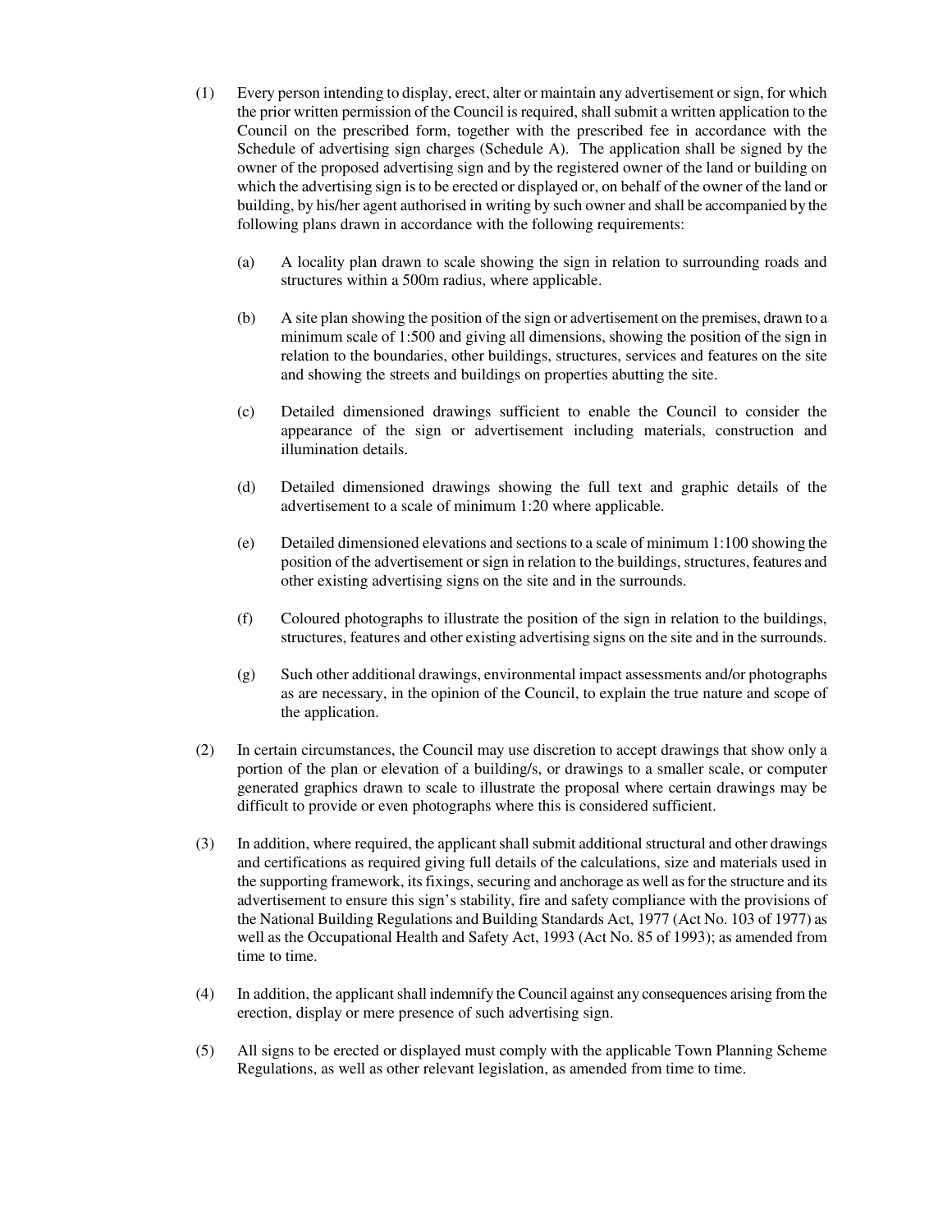(1) Every person intending to display, erect, alter or maintain any advertisement or sign, for which the prior written permission of the Council is required, shall submit a written application to the Council on the prescribed form, together with the prescribed fee in accordance with the Schedule of advertising sign charges (Schedule A). The application shall be signed by the owner of the proposed advertising sign and by the registered owner of the land or building on which the advertising sign is to be erected or displayed or, on behalf of the owner of the land or building, by his/her agent authorised in writing by such owner and shall be accompanied by the following plans drawn in accordance with the following requirements:

   (a) A locality plan drawn to scale showing the sign in relation to surrounding roads and structures within a 500m radius, where applicable.

   (b) A site plan showing the position of the sign or advertisement on the premises, drawn to a minimum scale of 1:500 and giving all dimensions, showing the position of the sign in relation to the boundaries, other buildings, structures, services and features on the site and showing the streets and buildings on properties abutting the site.

   (c) Detailed dimensioned drawings sufficient to enable the Council to consider the appearance of the sign or advertisement including materials, construction and illumination details.

   (d) Detailed dimensioned drawings showing the full text and graphic details of the advertisement to a scale of minimum 1:20 where applicable.

   (e) Detailed dimensioned elevations and sections to a scale of minimum 1:100 showing the position of the advertisement or sign in relation to the buildings, structures, features and other existing advertising signs on the site and in the surrounds.

   (f) Coloured photographs to illustrate the position of the sign in relation to the buildings, structures, features and other existing advertising signs on the site and in the surrounds.

   (g) Such other additional drawings, environmental impact assessments and/or photographs as are necessary, in the opinion of the Council, to explain the true nature and scope of the application.

(2) In certain circumstances, the Council may use discretion to accept drawings that show only a portion of the plan or elevation of a building/s, or drawings to a smaller scale, or computer generated graphics drawn to scale to illustrate the proposal where certain drawings may be difficult to provide or even photographs where this is considered sufficient.

(3) In addition, where required, the applicant shall submit additional structural and other drawings and certifications as required giving full details of the calculations, size and materials used in the supporting framework, its fixings, securing and anchorage as well as for the structure and its advertisement to ensure this sign's stability, fire and safety compliance with the provisions of the National Building Regulations and Building Standards Act, 1977 (Act No. 103 of 1977) as well as the Occupational Health and Safety Act, 1993 (Act No. 85 of 1993); as amended from time to time.

(4) In addition, the applicant shall indemnify the Council against any consequences arising from the erection, display or mere presence of such advertising sign.

(5) All signs to be erected or displayed must comply with the applicable Town Planning Scheme Regulations, as well as other relevant legislation, as amended from time to time.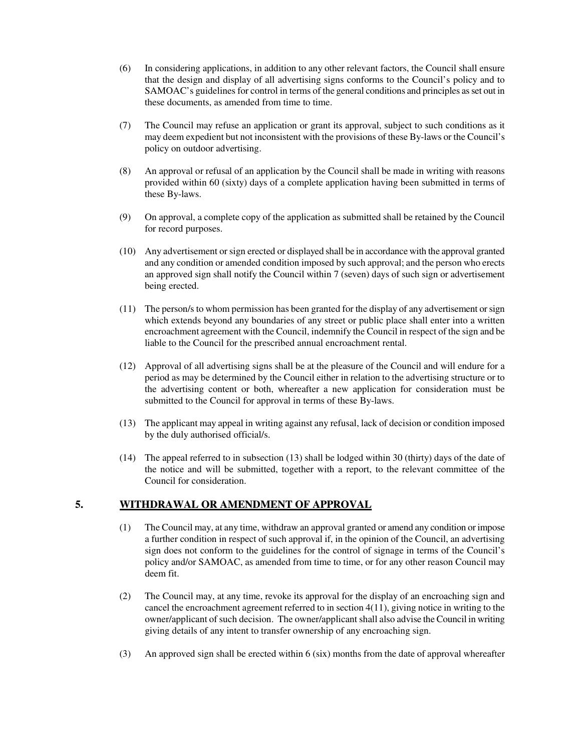(6) In considering applications, in addition to any other relevant factors, the Council shall ensure that the design and display of all advertising signs conforms to the Council's policy and to SAMOAC's guidelines for control in terms of the general conditions and principles as set out in these documents, as amended from time to time.

(7) The Council may refuse an application or grant its approval, subject to such conditions as it may deem expedient but not inconsistent with the provisions of these By-laws or the Council's policy on outdoor advertising.

(8) An approval or refusal of an application by the Council shall be made in writing with reasons provided within 60 (sixty) days of a complete application having been submitted in terms of these By-laws.

(9) On approval, a complete copy of the application as submitted shall be retained by the Council for record purposes.

(10) Any advertisement or sign erected or displayed shall be in accordance with the approval granted and any condition or amended condition imposed by such approval; and the person who erects an approved sign shall notify the Council within 7 (seven) days of such sign or advertisement being erected.

(11) The person/s to whom permission has been granted for the display of any advertisement or sign which extends beyond any boundaries of any street or public place shall enter into a written encroachment agreement with the Council, indemnify the Council in respect of the sign and be liable to the Council for the prescribed annual encroachment rental.

(12) Approval of all advertising signs shall be at the pleasure of the Council and will endure for a period as may be determined by the Council either in relation to the advertising structure or to the advertising content or both, whereafter a new application for consideration must be submitted to the Council for approval in terms of these By-laws.

(13) The applicant may appeal in writing against any refusal, lack of decision or condition imposed by the duly authorised official/s.

(14) The appeal referred to in subsection (13) shall be lodged within 30 (thirty) days of the date of the notice and will be submitted, together with a report, to the relevant committee of the Council for consideration.

## 5. WITHDRAWAL OR AMENDMENT OF APPROVAL

(1) The Council may, at any time, withdraw an approval granted or amend any condition or impose a further condition in respect of such approval if, in the opinion of the Council, an advertising sign does not conform to the guidelines for the control of signage in terms of the Council's policy and/or SAMOAC, as amended from time to time, or for any other reason Council may deem fit.

(2) The Council may, at any time, revoke its approval for the display of an encroaching sign and cancel the encroachment agreement referred to in section 4(11), giving notice in writing to the owner/applicant of such decision. The owner/applicant shall also advise the Council in writing giving details of any intent to transfer ownership of any encroaching sign.

(3) An approved sign shall be erected within 6 (six) months from the date of approval whereafter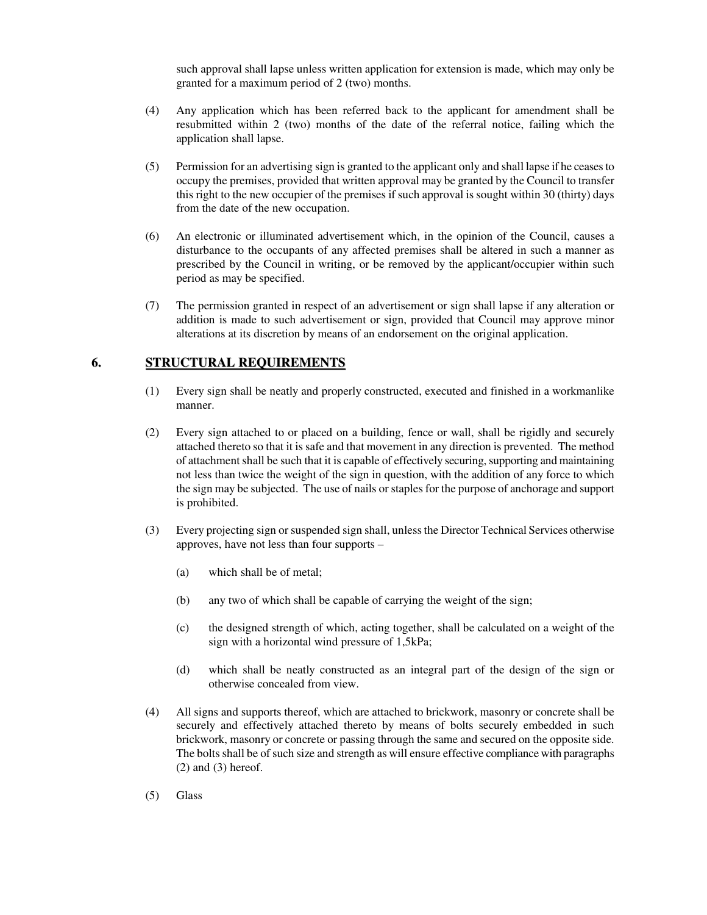such approval shall lapse unless written application for extension is made, which may only be granted for a maximum period of 2 (two) months.

(4) Any application which has been referred back to the applicant for amendment shall be resubmitted within 2 (two) months of the date of the referral notice, failing which the application shall lapse.

(5) Permission for an advertising sign is granted to the applicant only and shall lapse if he ceases to occupy the premises, provided that written approval may be granted by the Council to transfer this right to the new occupier of the premises if such approval is sought within 30 (thirty) days from the date of the new occupation.

(6) An electronic or illuminated advertisement which, in the opinion of the Council, causes a disturbance to the occupants of any affected premises shall be altered in such a manner as prescribed by the Council in writing, or be removed by the applicant/occupier within such period as may be specified.

(7) The permission granted in respect of an advertisement or sign shall lapse if any alteration or addition is made to such advertisement or sign, provided that Council may approve minor alterations at its discretion by means of an endorsement on the original application.

## 6. STRUCTURAL REQUIREMENTS

(1) Every sign shall be neatly and properly constructed, executed and finished in a workmanlike manner.

(2) Every sign attached to or placed on a building, fence or wall, shall be rigidly and securely attached thereto so that it is safe and that movement in any direction is prevented. The method of attachment shall be such that it is capable of effectively securing, supporting and maintaining not less than twice the weight of the sign in question, with the addition of any force to which the sign may be subjected. The use of nails or staples for the purpose of anchorage and support is prohibited.

(3) Every projecting sign or suspended sign shall, unless the Director Technical Services otherwise approves, have not less than four supports –

(a) which shall be of metal;

(b) any two of which shall be capable of carrying the weight of the sign;

(c) the designed strength of which, acting together, shall be calculated on a weight of the sign with a horizontal wind pressure of 1,5kPa;

(d) which shall be neatly constructed as an integral part of the design of the sign or otherwise concealed from view.

(4) All signs and supports thereof, which are attached to brickwork, masonry or concrete shall be securely and effectively attached thereto by means of bolts securely embedded in such brickwork, masonry or concrete or passing through the same and secured on the opposite side. The bolts shall be of such size and strength as will ensure effective compliance with paragraphs (2) and (3) hereof.

(5) Glass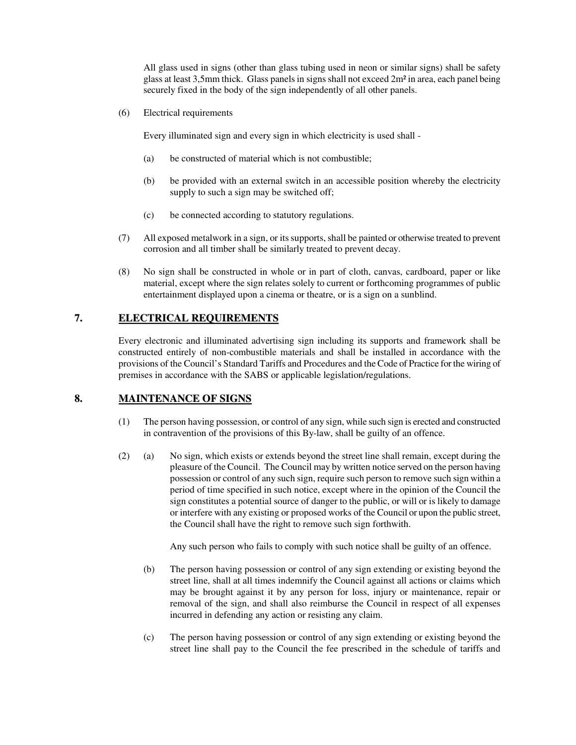All glass used in signs (other than glass tubing used in neon or similar signs) shall be safety glass at least 3,5mm thick. Glass panels in signs shall not exceed 2m² in area, each panel being securely fixed in the body of the sign independently of all other panels.

(6) Electrical requirements

Every illuminated sign and every sign in which electricity is used shall -

(a) be constructed of material which is not combustible;

(b) be provided with an external switch in an accessible position whereby the electricity supply to such a sign may be switched off;

(c) be connected according to statutory regulations.

(7) All exposed metalwork in a sign, or its supports, shall be painted or otherwise treated to prevent corrosion and all timber shall be similarly treated to prevent decay.

(8) No sign shall be constructed in whole or in part of cloth, canvas, cardboard, paper or like material, except where the sign relates solely to current or forthcoming programmes of public entertainment displayed upon a cinema or theatre, or is a sign on a sunblind.

## 7. ELECTRICAL REQUIREMENTS

Every electronic and illuminated advertising sign including its supports and framework shall be constructed entirely of non-combustible materials and shall be installed in accordance with the provisions of the Council's Standard Tariffs and Procedures and the Code of Practice for the wiring of premises in accordance with the SABS or applicable legislation/regulations.

## 8. MAINTENANCE OF SIGNS

(1) The person having possession, or control of any sign, while such sign is erected and constructed in contravention of the provisions of this By-law, shall be guilty of an offence.

(2) (a) No sign, which exists or extends beyond the street line shall remain, except during the pleasure of the Council. The Council may by written notice served on the person having possession or control of any such sign, require such person to remove such sign within a period of time specified in such notice, except where in the opinion of the Council the sign constitutes a potential source of danger to the public, or will or is likely to damage or interfere with any existing or proposed works of the Council or upon the public street, the Council shall have the right to remove such sign forthwith.

Any such person who fails to comply with such notice shall be guilty of an offence.

(b) The person having possession or control of any sign extending or existing beyond the street line, shall at all times indemnify the Council against all actions or claims which may be brought against it by any person for loss, injury or maintenance, repair or removal of the sign, and shall also reimburse the Council in respect of all expenses incurred in defending any action or resisting any claim.

(c) The person having possession or control of any sign extending or existing beyond the street line shall pay to the Council the fee prescribed in the schedule of tariffs and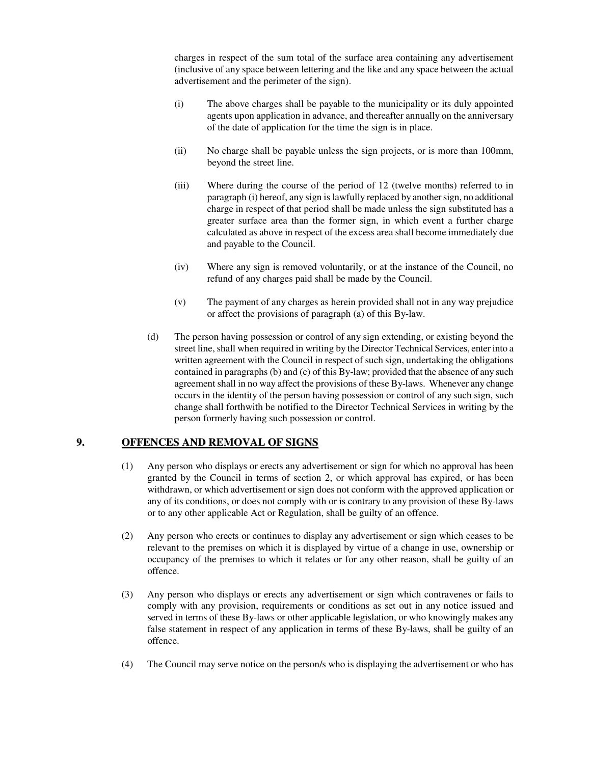charges in respect of the sum total of the surface area containing any advertisement (inclusive of any space between lettering and the like and any space between the actual advertisement and the perimeter of the sign).

(i) The above charges shall be payable to the municipality or its duly appointed agents upon application in advance, and thereafter annually on the anniversary of the date of application for the time the sign is in place.

(ii) No charge shall be payable unless the sign projects, or is more than 100mm, beyond the street line.

(iii) Where during the course of the period of 12 (twelve months) referred to in paragraph (i) hereof, any sign is lawfully replaced by another sign, no additional charge in respect of that period shall be made unless the sign substituted has a greater surface area than the former sign, in which event a further charge calculated as above in respect of the excess area shall become immediately due and payable to the Council.

(iv) Where any sign is removed voluntarily, or at the instance of the Council, no refund of any charges paid shall be made by the Council.

(v) The payment of any charges as herein provided shall not in any way prejudice or affect the provisions of paragraph (a) of this By-law.

(d) The person having possession or control of any sign extending, or existing beyond the street line, shall when required in writing by the Director Technical Services, enter into a written agreement with the Council in respect of such sign, undertaking the obligations contained in paragraphs (b) and (c) of this By-law; provided that the absence of any such agreement shall in no way affect the provisions of these By-laws. Whenever any change occurs in the identity of the person having possession or control of any such sign, such change shall forthwith be notified to the Director Technical Services in writing by the person formerly having such possession or control.

## 9. OFFENCES AND REMOVAL OF SIGNS

(1) Any person who displays or erects any advertisement or sign for which no approval has been granted by the Council in terms of section 2, or which approval has expired, or has been withdrawn, or which advertisement or sign does not conform with the approved application or any of its conditions, or does not comply with or is contrary to any provision of these By-laws or to any other applicable Act or Regulation, shall be guilty of an offence.

(2) Any person who erects or continues to display any advertisement or sign which ceases to be relevant to the premises on which it is displayed by virtue of a change in use, ownership or occupancy of the premises to which it relates or for any other reason, shall be guilty of an offence.

(3) Any person who displays or erects any advertisement or sign which contravenes or fails to comply with any provision, requirements or conditions as set out in any notice issued and served in terms of these By-laws or other applicable legislation, or who knowingly makes any false statement in respect of any application in terms of these By-laws, shall be guilty of an offence.

(4) The Council may serve notice on the person/s who is displaying the advertisement or who has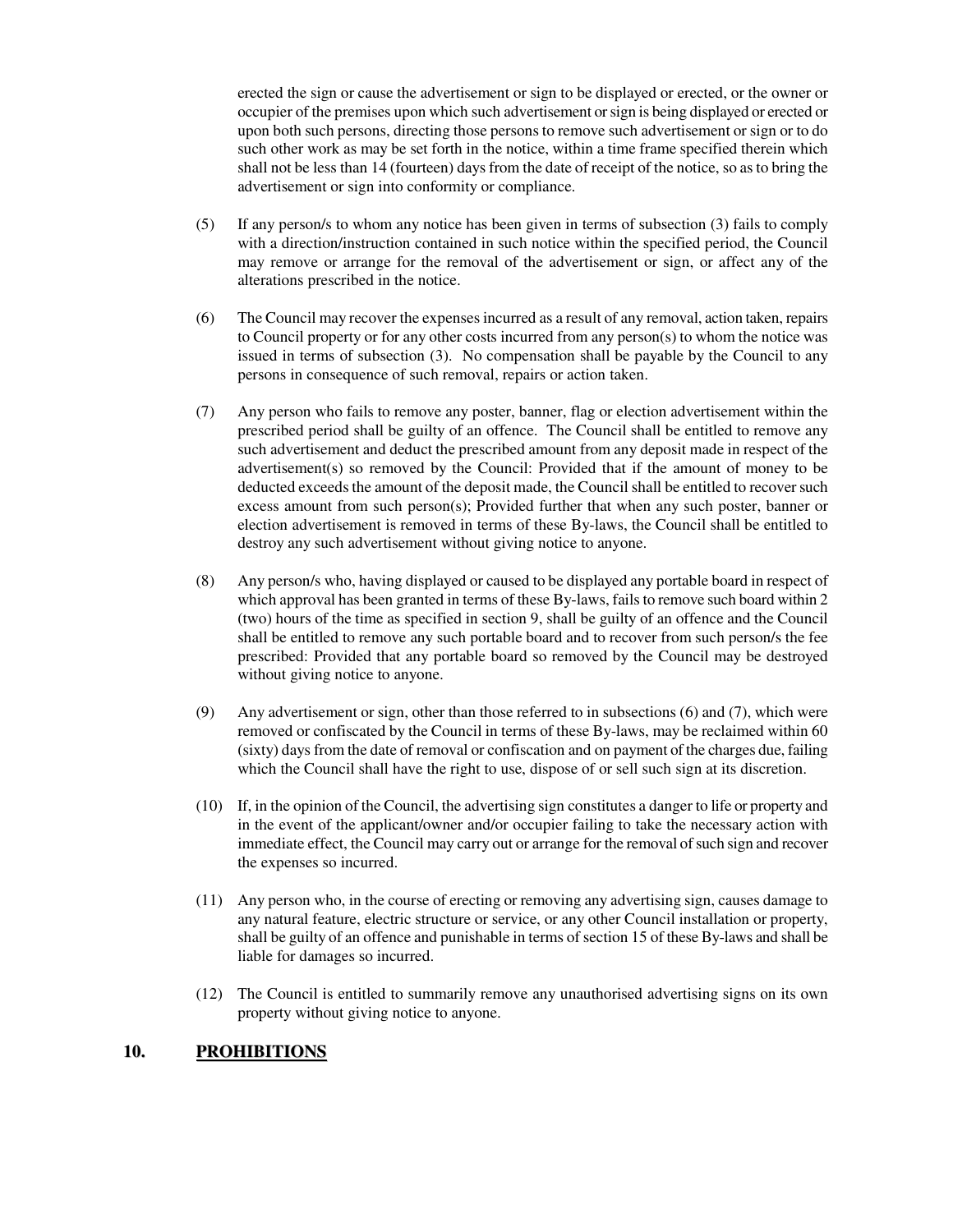erected the sign or cause the advertisement or sign to be displayed or erected, or the owner or occupier of the premises upon which such advertisement or sign is being displayed or erected or upon both such persons, directing those persons to remove such advertisement or sign or to do such other work as may be set forth in the notice, within a time frame specified therein which shall not be less than 14 (fourteen) days from the date of receipt of the notice, so as to bring the advertisement or sign into conformity or compliance.

(5) If any person/s to whom any notice has been given in terms of subsection (3) fails to comply with a direction/instruction contained in such notice within the specified period, the Council may remove or arrange for the removal of the advertisement or sign, or affect any of the alterations prescribed in the notice.

(6) The Council may recover the expenses incurred as a result of any removal, action taken, repairs to Council property or for any other costs incurred from any person(s) to whom the notice was issued in terms of subsection (3). No compensation shall be payable by the Council to any persons in consequence of such removal, repairs or action taken.

(7) Any person who fails to remove any poster, banner, flag or election advertisement within the prescribed period shall be guilty of an offence. The Council shall be entitled to remove any such advertisement and deduct the prescribed amount from any deposit made in respect of the advertisement(s) so removed by the Council: Provided that if the amount of money to be deducted exceeds the amount of the deposit made, the Council shall be entitled to recover such excess amount from such person(s); Provided further that when any such poster, banner or election advertisement is removed in terms of these By-laws, the Council shall be entitled to destroy any such advertisement without giving notice to anyone.

(8) Any person/s who, having displayed or caused to be displayed any portable board in respect of which approval has been granted in terms of these By-laws, fails to remove such board within 2 (two) hours of the time as specified in section 9, shall be guilty of an offence and the Council shall be entitled to remove any such portable board and to recover from such person/s the fee prescribed: Provided that any portable board so removed by the Council may be destroyed without giving notice to anyone.

(9) Any advertisement or sign, other than those referred to in subsections (6) and (7), which were removed or confiscated by the Council in terms of these By-laws, may be reclaimed within 60 (sixty) days from the date of removal or confiscation and on payment of the charges due, failing which the Council shall have the right to use, dispose of or sell such sign at its discretion.

(10) If, in the opinion of the Council, the advertising sign constitutes a danger to life or property and in the event of the applicant/owner and/or occupier failing to take the necessary action with immediate effect, the Council may carry out or arrange for the removal of such sign and recover the expenses so incurred.

(11) Any person who, in the course of erecting or removing any advertising sign, causes damage to any natural feature, electric structure or service, or any other Council installation or property, shall be guilty of an offence and punishable in terms of section 15 of these By-laws and shall be liable for damages so incurred.

(12) The Council is entitled to summarily remove any unauthorised advertising signs on its own property without giving notice to anyone.

## 10. PROHIBITIONS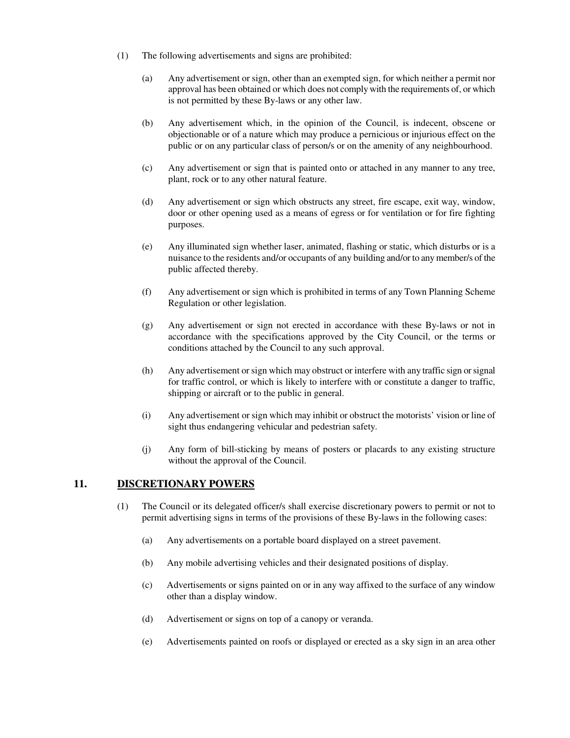(1) The following advertisements and signs are prohibited:

(a) Any advertisement or sign, other than an exempted sign, for which neither a permit nor approval has been obtained or which does not comply with the requirements of, or which is not permitted by these By-laws or any other law.

(b) Any advertisement which, in the opinion of the Council, is indecent, obscene or objectionable or of a nature which may produce a pernicious or injurious effect on the public or on any particular class of person/s or on the amenity of any neighbourhood.

(c) Any advertisement or sign that is painted onto or attached in any manner to any tree, plant, rock or to any other natural feature.

(d) Any advertisement or sign which obstructs any street, fire escape, exit way, window, door or other opening used as a means of egress or for ventilation or for fire fighting purposes.

(e) Any illuminated sign whether laser, animated, flashing or static, which disturbs or is a nuisance to the residents and/or occupants of any building and/or to any member/s of the public affected thereby.

(f) Any advertisement or sign which is prohibited in terms of any Town Planning Scheme Regulation or other legislation.

(g) Any advertisement or sign not erected in accordance with these By-laws or not in accordance with the specifications approved by the City Council, or the terms or conditions attached by the Council to any such approval.

(h) Any advertisement or sign which may obstruct or interfere with any traffic sign or signal for traffic control, or which is likely to interfere with or constitute a danger to traffic, shipping or aircraft or to the public in general.

(i) Any advertisement or sign which may inhibit or obstruct the motorists' vision or line of sight thus endangering vehicular and pedestrian safety.

(j) Any form of bill-sticking by means of posters or placards to any existing structure without the approval of the Council.

## 11. DISCRETIONARY POWERS

(1) The Council or its delegated officer/s shall exercise discretionary powers to permit or not to permit advertising signs in terms of the provisions of these By-laws in the following cases:

(a) Any advertisements on a portable board displayed on a street pavement.

(b) Any mobile advertising vehicles and their designated positions of display.

(c) Advertisements or signs painted on or in any way affixed to the surface of any window other than a display window.

(d) Advertisement or signs on top of a canopy or veranda.

(e) Advertisements painted on roofs or displayed or erected as a sky sign in an area other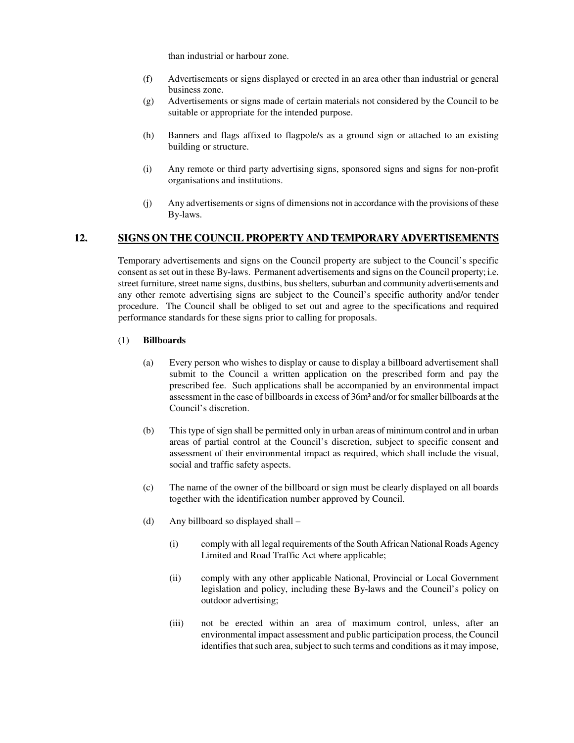than industrial or harbour zone.

(f) Advertisements or signs displayed or erected in an area other than industrial or general business zone.

(g) Advertisements or signs made of certain materials not considered by the Council to be suitable or appropriate for the intended purpose.

(h) Banners and flags affixed to flagpole/s as a ground sign or attached to an existing building or structure.

(i) Any remote or third party advertising signs, sponsored signs and signs for non-profit organisations and institutions.

(j) Any advertisements or signs of dimensions not in accordance with the provisions of these By-laws.

## 12. SIGNS ON THE COUNCIL PROPERTY AND TEMPORARY ADVERTISEMENTS

Temporary advertisements and signs on the Council property are subject to the Council's specific consent as set out in these By-laws. Permanent advertisements and signs on the Council property; i.e. street furniture, street name signs, dustbins, bus shelters, suburban and community advertisements and any other remote advertising signs are subject to the Council's specific authority and/or tender procedure. The Council shall be obliged to set out and agree to the specifications and required performance standards for these signs prior to calling for proposals.

(1) **Billboards**

(a) Every person who wishes to display or cause to display a billboard advertisement shall submit to the Council a written application on the prescribed form and pay the prescribed fee. Such applications shall be accompanied by an environmental impact assessment in the case of billboards in excess of 36m² and/or for smaller billboards at the Council's discretion.

(b) This type of sign shall be permitted only in urban areas of minimum control and in urban areas of partial control at the Council's discretion, subject to specific consent and assessment of their environmental impact as required, which shall include the visual, social and traffic safety aspects.

(c) The name of the owner of the billboard or sign must be clearly displayed on all boards together with the identification number approved by Council.

(d) Any billboard so displayed shall –

(i) comply with all legal requirements of the South African National Roads Agency Limited and Road Traffic Act where applicable;

(ii) comply with any other applicable National, Provincial or Local Government legislation and policy, including these By-laws and the Council's policy on outdoor advertising;

(iii) not be erected within an area of maximum control, unless, after an environmental impact assessment and public participation process, the Council identifies that such area, subject to such terms and conditions as it may impose,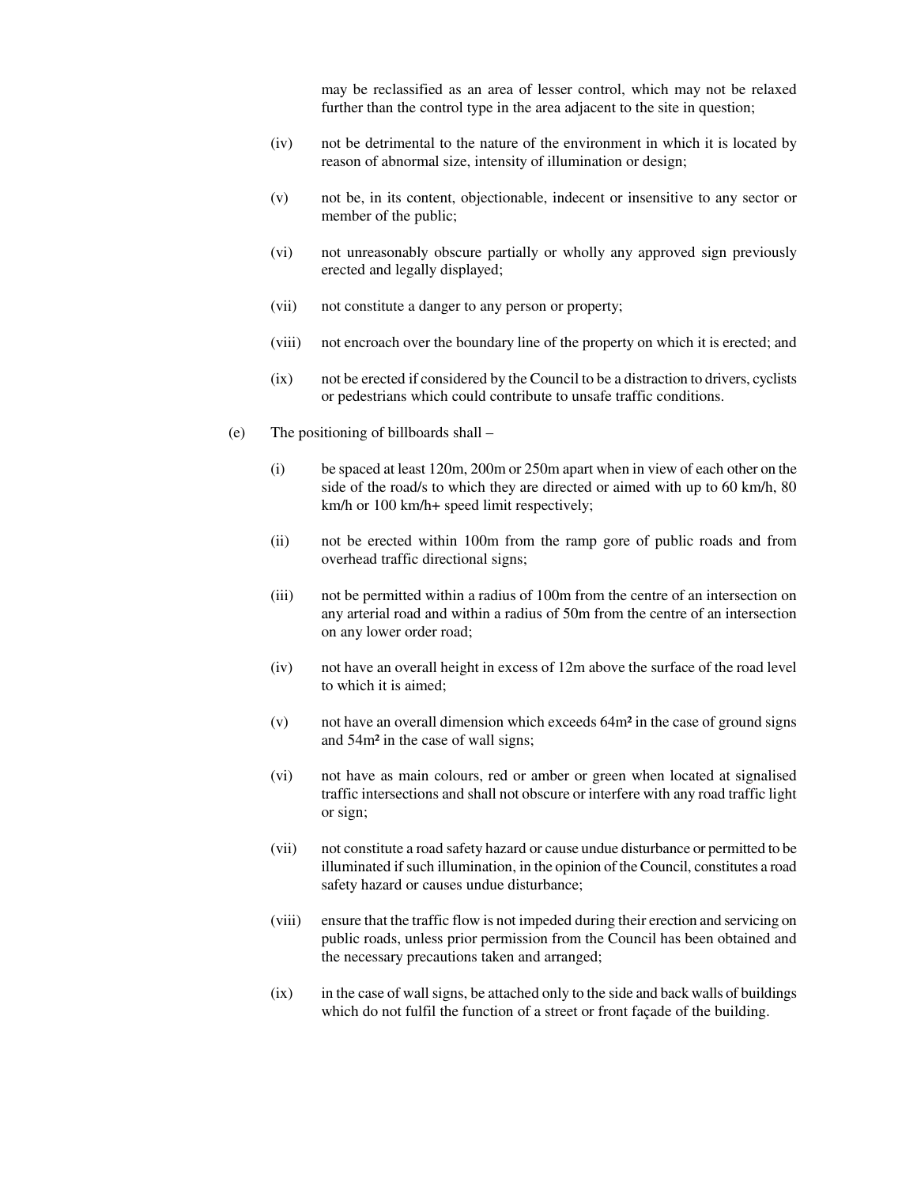may be reclassified as an area of lesser control, which may not be relaxed further than the control type in the area adjacent to the site in question;

(iv) not be detrimental to the nature of the environment in which it is located by reason of abnormal size, intensity of illumination or design;

(v) not be, in its content, objectionable, indecent or insensitive to any sector or member of the public;

(vi) not unreasonably obscure partially or wholly any approved sign previously erected and legally displayed;

(vii) not constitute a danger to any person or property;

(viii) not encroach over the boundary line of the property on which it is erected; and

(ix) not be erected if considered by the Council to be a distraction to drivers, cyclists or pedestrians which could contribute to unsafe traffic conditions.

(e) The positioning of billboards shall –

(i) be spaced at least 120m, 200m or 250m apart when in view of each other on the side of the road/s to which they are directed or aimed with up to 60 km/h, 80 km/h or 100 km/h+ speed limit respectively;

(ii) not be erected within 100m from the ramp gore of public roads and from overhead traffic directional signs;

(iii) not be permitted within a radius of 100m from the centre of an intersection on any arterial road and within a radius of 50m from the centre of an intersection on any lower order road;

(iv) not have an overall height in excess of 12m above the surface of the road level to which it is aimed;

(v) not have an overall dimension which exceeds 64m² in the case of ground signs and 54m² in the case of wall signs;

(vi) not have as main colours, red or amber or green when located at signalised traffic intersections and shall not obscure or interfere with any road traffic light or sign;

(vii) not constitute a road safety hazard or cause undue disturbance or permitted to be illuminated if such illumination, in the opinion of the Council, constitutes a road safety hazard or causes undue disturbance;

(viii) ensure that the traffic flow is not impeded during their erection and servicing on public roads, unless prior permission from the Council has been obtained and the necessary precautions taken and arranged;

(ix) in the case of wall signs, be attached only to the side and back walls of buildings which do not fulfil the function of a street or front façade of the building.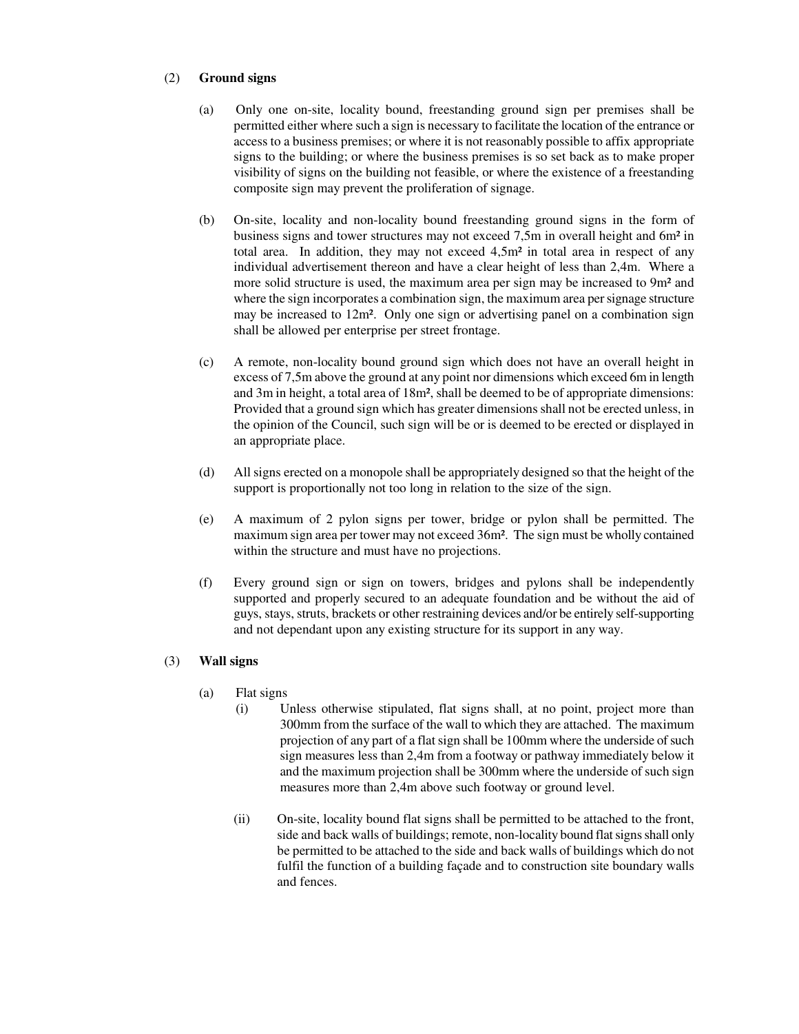(2) **Ground signs**

(a) Only one on-site, locality bound, freestanding ground sign per premises shall be permitted either where such a sign is necessary to facilitate the location of the entrance or access to a business premises; or where it is not reasonably possible to affix appropriate signs to the building; or where the business premises is so set back as to make proper visibility of signs on the building not feasible, or where the existence of a freestanding composite sign may prevent the proliferation of signage.

(b) On-site, locality and non-locality bound freestanding ground signs in the form of business signs and tower structures may not exceed 7,5m in overall height and 6m² in total area. In addition, they may not exceed 4,5m² in total area in respect of any individual advertisement thereon and have a clear height of less than 2,4m. Where a more solid structure is used, the maximum area per sign may be increased to 9m² and where the sign incorporates a combination sign, the maximum area per signage structure may be increased to 12m². Only one sign or advertising panel on a combination sign shall be allowed per enterprise per street frontage.

(c) A remote, non-locality bound ground sign which does not have an overall height in excess of 7,5m above the ground at any point nor dimensions which exceed 6m in length and 3m in height, a total area of 18m², shall be deemed to be of appropriate dimensions: Provided that a ground sign which has greater dimensions shall not be erected unless, in the opinion of the Council, such sign will be or is deemed to be erected or displayed in an appropriate place.

(d) All signs erected on a monopole shall be appropriately designed so that the height of the support is proportionally not too long in relation to the size of the sign.

(e) A maximum of 2 pylon signs per tower, bridge or pylon shall be permitted. The maximum sign area per tower may not exceed 36m². The sign must be wholly contained within the structure and must have no projections.

(f) Every ground sign or sign on towers, bridges and pylons shall be independently supported and properly secured to an adequate foundation and be without the aid of guys, stays, struts, brackets or other restraining devices and/or be entirely self-supporting and not dependant upon any existing structure for its support in any way.

(3) **Wall signs**

(a) Flat signs

(i) Unless otherwise stipulated, flat signs shall, at no point, project more than 300mm from the surface of the wall to which they are attached. The maximum projection of any part of a flat sign shall be 100mm where the underside of such sign measures less than 2,4m from a footway or pathway immediately below it and the maximum projection shall be 300mm where the underside of such sign measures more than 2,4m above such footway or ground level.

(ii) On-site, locality bound flat signs shall be permitted to be attached to the front, side and back walls of buildings; remote, non-locality bound flat signs shall only be permitted to be attached to the side and back walls of buildings which do not fulfil the function of a building façade and to construction site boundary walls and fences.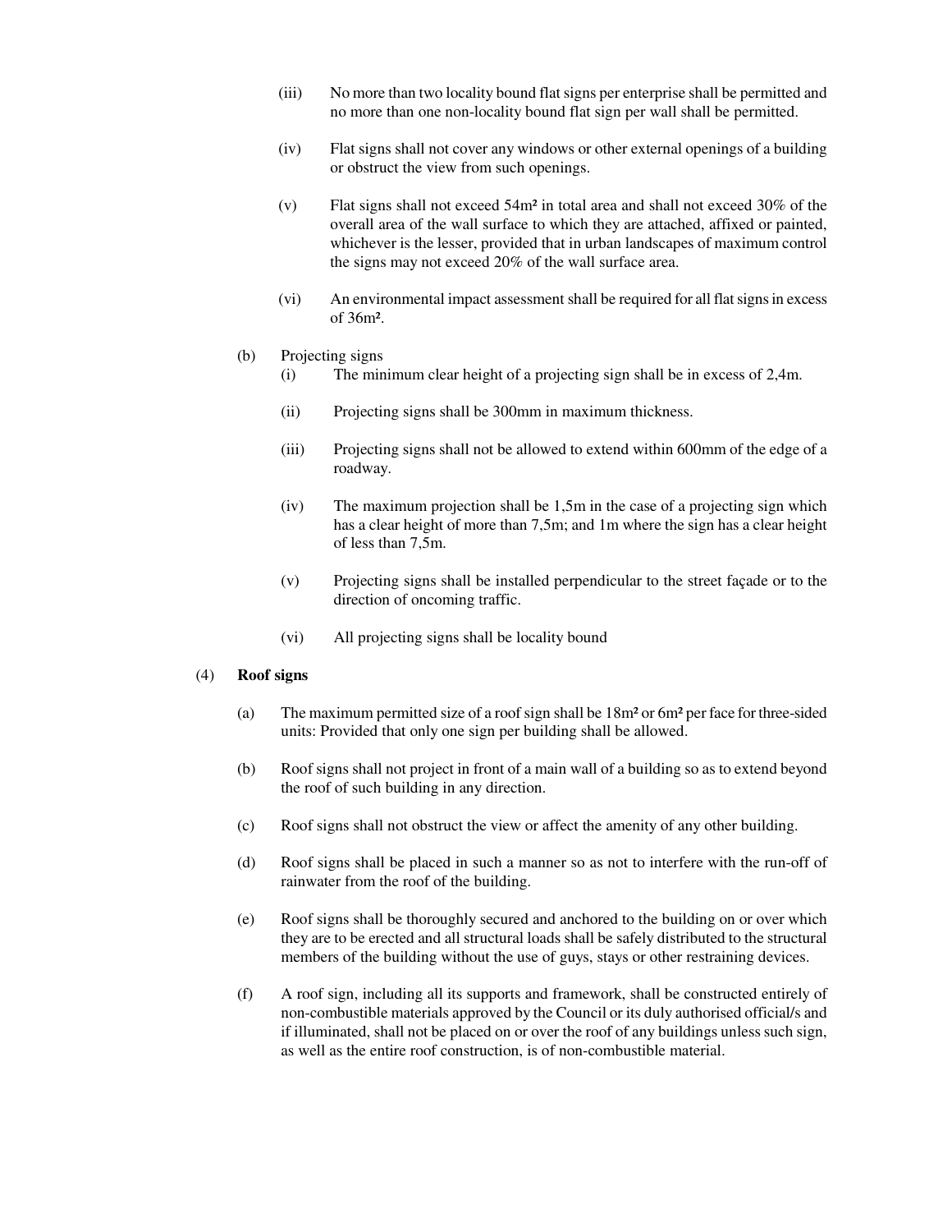(iii) No more than two locality bound flat signs per enterprise shall be permitted and no more than one non-locality bound flat sign per wall shall be permitted.

(iv) Flat signs shall not cover any windows or other external openings of a building or obstruct the view from such openings.

(v) Flat signs shall not exceed 54m² in total area and shall not exceed 30% of the overall area of the wall surface to which they are attached, affixed or painted, whichever is the lesser, provided that in urban landscapes of maximum control the signs may not exceed 20% of the wall surface area.

(vi) An environmental impact assessment shall be required for all flat signs in excess of 36m².

(b) Projecting signs

(i) The minimum clear height of a projecting sign shall be in excess of 2,4m.

(ii) Projecting signs shall be 300mm in maximum thickness.

(iii) Projecting signs shall not be allowed to extend within 600mm of the edge of a roadway.

(iv) The maximum projection shall be 1,5m in the case of a projecting sign which has a clear height of more than 7,5m; and 1m where the sign has a clear height of less than 7,5m.

(v) Projecting signs shall be installed perpendicular to the street façade or to the direction of oncoming traffic.

(vi) All projecting signs shall be locality bound

(4) **Roof signs**

(a) The maximum permitted size of a roof sign shall be 18m² or 6m² per face for three-sided units: Provided that only one sign per building shall be allowed.

(b) Roof signs shall not project in front of a main wall of a building so as to extend beyond the roof of such building in any direction.

(c) Roof signs shall not obstruct the view or affect the amenity of any other building.

(d) Roof signs shall be placed in such a manner so as not to interfere with the run-off of rainwater from the roof of the building.

(e) Roof signs shall be thoroughly secured and anchored to the building on or over which they are to be erected and all structural loads shall be safely distributed to the structural members of the building without the use of guys, stays or other restraining devices.

(f) A roof sign, including all its supports and framework, shall be constructed entirely of non-combustible materials approved by the Council or its duly authorised official/s and if illuminated, shall not be placed on or over the roof of any buildings unless such sign, as well as the entire roof construction, is of non-combustible material.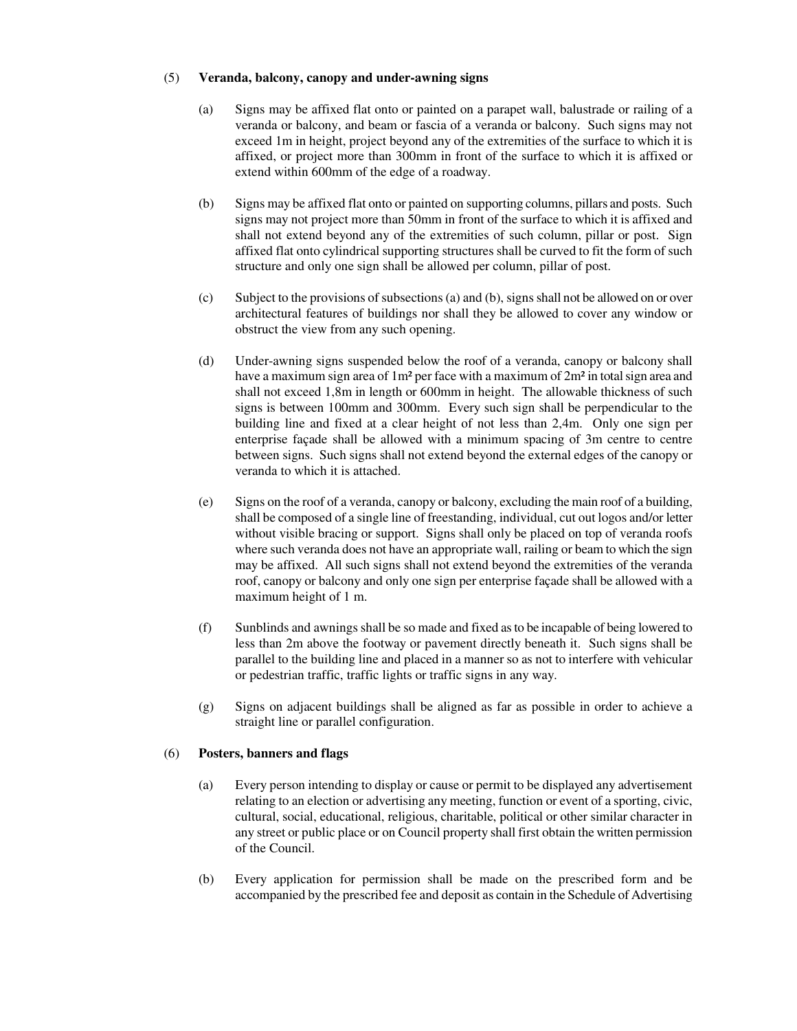(5) **Veranda, balcony, canopy and under-awning signs**

(a) Signs may be affixed flat onto or painted on a parapet wall, balustrade or railing of a veranda or balcony, and beam or fascia of a veranda or balcony. Such signs may not exceed 1m in height, project beyond any of the extremities of the surface to which it is affixed, or project more than 300mm in front of the surface to which it is affixed or extend within 600mm of the edge of a roadway.

(b) Signs may be affixed flat onto or painted on supporting columns, pillars and posts. Such signs may not project more than 50mm in front of the surface to which it is affixed and shall not extend beyond any of the extremities of such column, pillar or post. Sign affixed flat onto cylindrical supporting structures shall be curved to fit the form of such structure and only one sign shall be allowed per column, pillar of post.

(c) Subject to the provisions of subsections (a) and (b), signs shall not be allowed on or over architectural features of buildings nor shall they be allowed to cover any window or obstruct the view from any such opening.

(d) Under-awning signs suspended below the roof of a veranda, canopy or balcony shall have a maximum sign area of 1m² per face with a maximum of 2m² in total sign area and shall not exceed 1,8m in length or 600mm in height. The allowable thickness of such signs is between 100mm and 300mm. Every such sign shall be perpendicular to the building line and fixed at a clear height of not less than 2,4m. Only one sign per enterprise façade shall be allowed with a minimum spacing of 3m centre to centre between signs. Such signs shall not extend beyond the external edges of the canopy or veranda to which it is attached.

(e) Signs on the roof of a veranda, canopy or balcony, excluding the main roof of a building, shall be composed of a single line of freestanding, individual, cut out logos and/or letter without visible bracing or support. Signs shall only be placed on top of veranda roofs where such veranda does not have an appropriate wall, railing or beam to which the sign may be affixed. All such signs shall not extend beyond the extremities of the veranda roof, canopy or balcony and only one sign per enterprise façade shall be allowed with a maximum height of 1 m.

(f) Sunblinds and awnings shall be so made and fixed as to be incapable of being lowered to less than 2m above the footway or pavement directly beneath it. Such signs shall be parallel to the building line and placed in a manner so as not to interfere with vehicular or pedestrian traffic, traffic lights or traffic signs in any way.

(g) Signs on adjacent buildings shall be aligned as far as possible in order to achieve a straight line or parallel configuration.

(6) **Posters, banners and flags**

(a) Every person intending to display or cause or permit to be displayed any advertisement relating to an election or advertising any meeting, function or event of a sporting, civic, cultural, social, educational, religious, charitable, political or other similar character in any street or public place or on Council property shall first obtain the written permission of the Council.

(b) Every application for permission shall be made on the prescribed form and be accompanied by the prescribed fee and deposit as contain in the Schedule of Advertising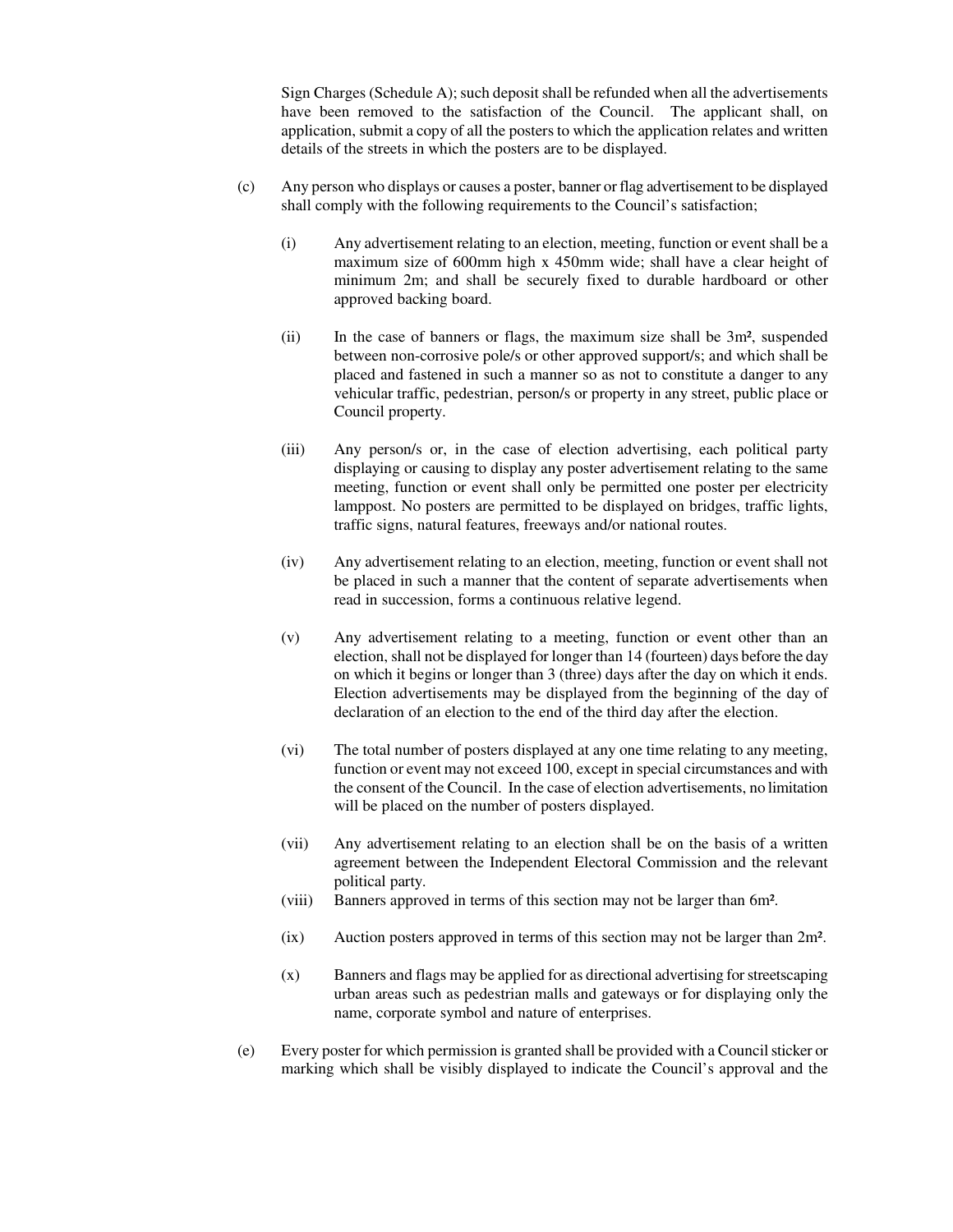Sign Charges (Schedule A); such deposit shall be refunded when all the advertisements have been removed to the satisfaction of the Council. The applicant shall, on application, submit a copy of all the posters to which the application relates and written details of the streets in which the posters are to be displayed.

(c) Any person who displays or causes a poster, banner or flag advertisement to be displayed shall comply with the following requirements to the Council's satisfaction;

(i) Any advertisement relating to an election, meeting, function or event shall be a maximum size of 600mm high x 450mm wide; shall have a clear height of minimum 2m; and shall be securely fixed to durable hardboard or other approved backing board.

(ii) In the case of banners or flags, the maximum size shall be 3m², suspended between non-corrosive pole/s or other approved support/s; and which shall be placed and fastened in such a manner so as not to constitute a danger to any vehicular traffic, pedestrian, person/s or property in any street, public place or Council property.

(iii) Any person/s or, in the case of election advertising, each political party displaying or causing to display any poster advertisement relating to the same meeting, function or event shall only be permitted one poster per electricity lamppost. No posters are permitted to be displayed on bridges, traffic lights, traffic signs, natural features, freeways and/or national routes.

(iv) Any advertisement relating to an election, meeting, function or event shall not be placed in such a manner that the content of separate advertisements when read in succession, forms a continuous relative legend.

(v) Any advertisement relating to a meeting, function or event other than an election, shall not be displayed for longer than 14 (fourteen) days before the day on which it begins or longer than 3 (three) days after the day on which it ends. Election advertisements may be displayed from the beginning of the day of declaration of an election to the end of the third day after the election.

(vi) The total number of posters displayed at any one time relating to any meeting, function or event may not exceed 100, except in special circumstances and with the consent of the Council. In the case of election advertisements, no limitation will be placed on the number of posters displayed.

(vii) Any advertisement relating to an election shall be on the basis of a written agreement between the Independent Electoral Commission and the relevant political party.

(viii) Banners approved in terms of this section may not be larger than 6m².

(ix) Auction posters approved in terms of this section may not be larger than 2m².

(x) Banners and flags may be applied for as directional advertising for streetscaping urban areas such as pedestrian malls and gateways or for displaying only the name, corporate symbol and nature of enterprises.

(e) Every poster for which permission is granted shall be provided with a Council sticker or marking which shall be visibly displayed to indicate the Council's approval and the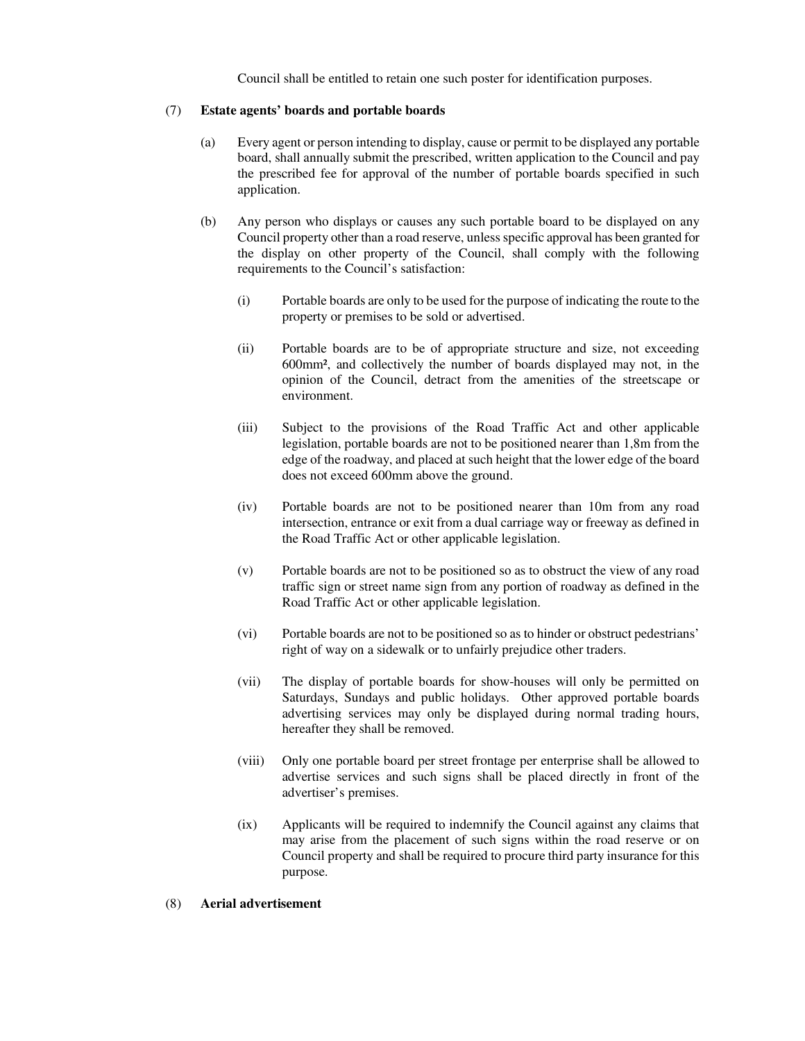Council shall be entitled to retain one such poster for identification purposes.

(7) **Estate agents' boards and portable boards**

(a) Every agent or person intending to display, cause or permit to be displayed any portable board, shall annually submit the prescribed, written application to the Council and pay the prescribed fee for approval of the number of portable boards specified in such application.

(b) Any person who displays or causes any such portable board to be displayed on any Council property other than a road reserve, unless specific approval has been granted for the display on other property of the Council, shall comply with the following requirements to the Council's satisfaction:

(i) Portable boards are only to be used for the purpose of indicating the route to the property or premises to be sold or advertised.

(ii) Portable boards are to be of appropriate structure and size, not exceeding 600mm², and collectively the number of boards displayed may not, in the opinion of the Council, detract from the amenities of the streetscape or environment.

(iii) Subject to the provisions of the Road Traffic Act and other applicable legislation, portable boards are not to be positioned nearer than 1,8m from the edge of the roadway, and placed at such height that the lower edge of the board does not exceed 600mm above the ground.

(iv) Portable boards are not to be positioned nearer than 10m from any road intersection, entrance or exit from a dual carriage way or freeway as defined in the Road Traffic Act or other applicable legislation.

(v) Portable boards are not to be positioned so as to obstruct the view of any road traffic sign or street name sign from any portion of roadway as defined in the Road Traffic Act or other applicable legislation.

(vi) Portable boards are not to be positioned so as to hinder or obstruct pedestrians' right of way on a sidewalk or to unfairly prejudice other traders.

(vii) The display of portable boards for show-houses will only be permitted on Saturdays, Sundays and public holidays. Other approved portable boards advertising services may only be displayed during normal trading hours, hereafter they shall be removed.

(viii) Only one portable board per street frontage per enterprise shall be allowed to advertise services and such signs shall be placed directly in front of the advertiser's premises.

(ix) Applicants will be required to indemnify the Council against any claims that may arise from the placement of such signs within the road reserve or on Council property and shall be required to procure third party insurance for this purpose.

(8) **Aerial advertisement**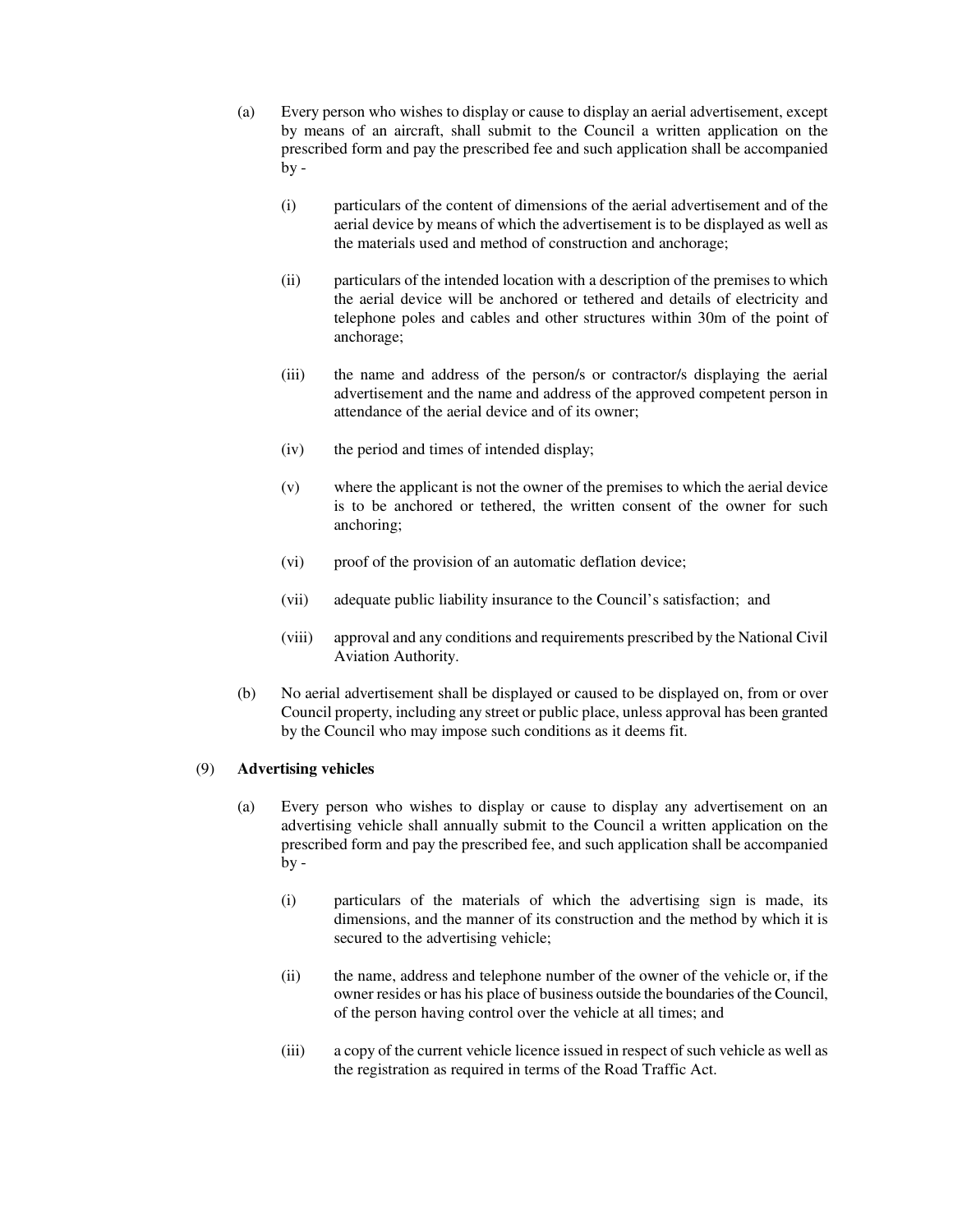(a) Every person who wishes to display or cause to display an aerial advertisement, except by means of an aircraft, shall submit to the Council a written application on the prescribed form and pay the prescribed fee and such application shall be accompanied by -

   (i) particulars of the content of dimensions of the aerial advertisement and of the aerial device by means of which the advertisement is to be displayed as well as the materials used and method of construction and anchorage;

   (ii) particulars of the intended location with a description of the premises to which the aerial device will be anchored or tethered and details of electricity and telephone poles and cables and other structures within 30m of the point of anchorage;

   (iii) the name and address of the person/s or contractor/s displaying the aerial advertisement and the name and address of the approved competent person in attendance of the aerial device and of its owner;

   (iv) the period and times of intended display;

   (v) where the applicant is not the owner of the premises to which the aerial device is to be anchored or tethered, the written consent of the owner for such anchoring;

   (vi) proof of the provision of an automatic deflation device;

   (vii) adequate public liability insurance to the Council's satisfaction; and

   (viii) approval and any conditions and requirements prescribed by the National Civil Aviation Authority.

(b) No aerial advertisement shall be displayed or caused to be displayed on, from or over Council property, including any street or public place, unless approval has been granted by the Council who may impose such conditions as it deems fit.

(9) **Advertising vehicles**

(a) Every person who wishes to display or cause to display any advertisement on an advertising vehicle shall annually submit to the Council a written application on the prescribed form and pay the prescribed fee, and such application shall be accompanied by -

   (i) particulars of the materials of which the advertising sign is made, its dimensions, and the manner of its construction and the method by which it is secured to the advertising vehicle;

   (ii) the name, address and telephone number of the owner of the vehicle or, if the owner resides or has his place of business outside the boundaries of the Council, of the person having control over the vehicle at all times; and

   (iii) a copy of the current vehicle licence issued in respect of such vehicle as well as the registration as required in terms of the Road Traffic Act.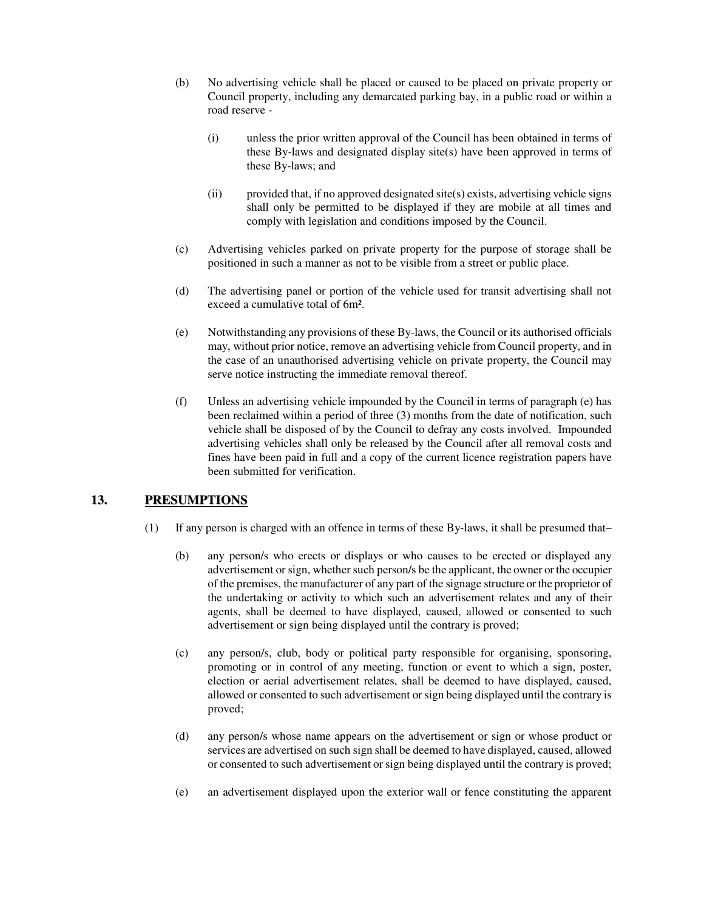(b) No advertising vehicle shall be placed or caused to be placed on private property or Council property, including any demarcated parking bay, in a public road or within a road reserve -

 (i) unless the prior written approval of the Council has been obtained in terms of these By-laws and designated display site(s) have been approved in terms of these By-laws; and

 (ii) provided that, if no approved designated site(s) exists, advertising vehicle signs shall only be permitted to be displayed if they are mobile at all times and comply with legislation and conditions imposed by the Council.

(c) Advertising vehicles parked on private property for the purpose of storage shall be positioned in such a manner as not to be visible from a street or public place.

(d) The advertising panel or portion of the vehicle used for transit advertising shall not exceed a cumulative total of $6m^2$.

(e) Notwithstanding any provisions of these By-laws, the Council or its authorised officials may, without prior notice, remove an advertising vehicle from Council property, and in the case of an unauthorised advertising vehicle on private property, the Council may serve notice instructing the immediate removal thereof.

(f) Unless an advertising vehicle impounded by the Council in terms of paragraph (e) has been reclaimed within a period of three (3) months from the date of notification, such vehicle shall be disposed of by the Council to defray any costs involved. Impounded advertising vehicles shall only be released by the Council after all removal costs and fines have been paid in full and a copy of the current licence registration papers have been submitted for verification.

## 13. PRESUMPTIONS

(1) If any person is charged with an offence in terms of these By-laws, it shall be presumed that–

 (b) any person/s who erects or displays or who causes to be erected or displayed any advertisement or sign, whether such person/s be the applicant, the owner or the occupier of the premises, the manufacturer of any part of the signage structure or the proprietor of the undertaking or activity to which such an advertisement relates and any of their agents, shall be deemed to have displayed, caused, allowed or consented to such advertisement or sign being displayed until the contrary is proved;

 (c) any person/s, club, body or political party responsible for organising, sponsoring, promoting or in control of any meeting, function or event to which a sign, poster, election or aerial advertisement relates, shall be deemed to have displayed, caused, allowed or consented to such advertisement or sign being displayed until the contrary is proved;

 (d) any person/s whose name appears on the advertisement or sign or whose product or services are advertised on such sign shall be deemed to have displayed, caused, allowed or consented to such advertisement or sign being displayed until the contrary is proved;

 (e) an advertisement displayed upon the exterior wall or fence constituting the apparent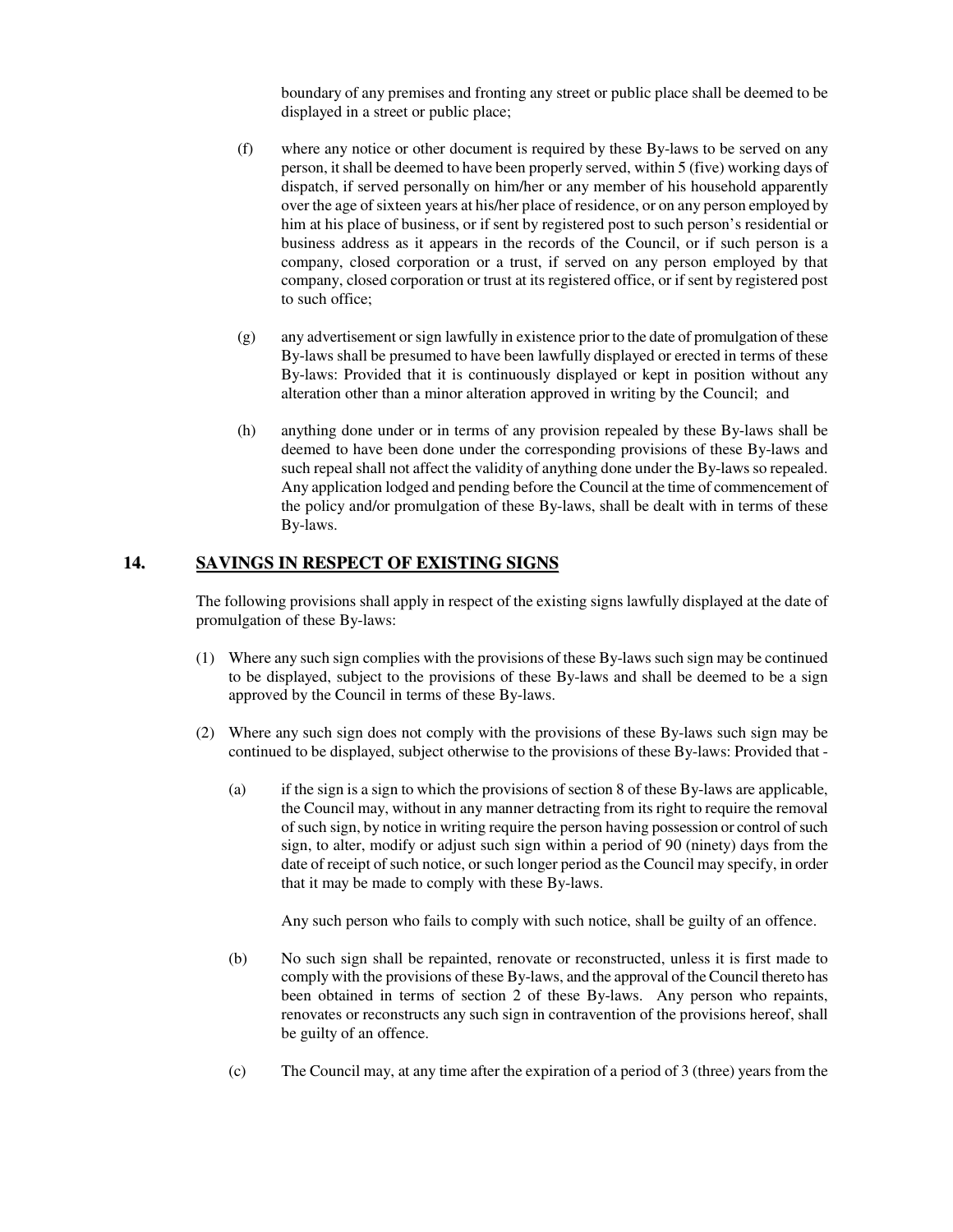boundary of any premises and fronting any street or public place shall be deemed to be displayed in a street or public place;

(f) where any notice or other document is required by these By-laws to be served on any person, it shall be deemed to have been properly served, within 5 (five) working days of dispatch, if served personally on him/her or any member of his household apparently over the age of sixteen years at his/her place of residence, or on any person employed by him at his place of business, or if sent by registered post to such person's residential or business address as it appears in the records of the Council, or if such person is a company, closed corporation or a trust, if served on any person employed by that company, closed corporation or trust at its registered office, or if sent by registered post to such office;

(g) any advertisement or sign lawfully in existence prior to the date of promulgation of these By-laws shall be presumed to have been lawfully displayed or erected in terms of these By-laws: Provided that it is continuously displayed or kept in position without any alteration other than a minor alteration approved in writing by the Council; and

(h) anything done under or in terms of any provision repealed by these By-laws shall be deemed to have been done under the corresponding provisions of these By-laws and such repeal shall not affect the validity of anything done under the By-laws so repealed. Any application lodged and pending before the Council at the time of commencement of the policy and/or promulgation of these By-laws, shall be dealt with in terms of these By-laws.

## 14. SAVINGS IN RESPECT OF EXISTING SIGNS

The following provisions shall apply in respect of the existing signs lawfully displayed at the date of promulgation of these By-laws:

(1) Where any such sign complies with the provisions of these By-laws such sign may be continued to be displayed, subject to the provisions of these By-laws and shall be deemed to be a sign approved by the Council in terms of these By-laws.

(2) Where any such sign does not comply with the provisions of these By-laws such sign may be continued to be displayed, subject otherwise to the provisions of these By-laws: Provided that -

(a) if the sign is a sign to which the provisions of section 8 of these By-laws are applicable, the Council may, without in any manner detracting from its right to require the removal of such sign, by notice in writing require the person having possession or control of such sign, to alter, modify or adjust such sign within a period of 90 (ninety) days from the date of receipt of such notice, or such longer period as the Council may specify, in order that it may be made to comply with these By-laws.

Any such person who fails to comply with such notice, shall be guilty of an offence.

(b) No such sign shall be repainted, renovate or reconstructed, unless it is first made to comply with the provisions of these By-laws, and the approval of the Council thereto has been obtained in terms of section 2 of these By-laws. Any person who repaints, renovates or reconstructs any such sign in contravention of the provisions hereof, shall be guilty of an offence.

(c) The Council may, at any time after the expiration of a period of 3 (three) years from the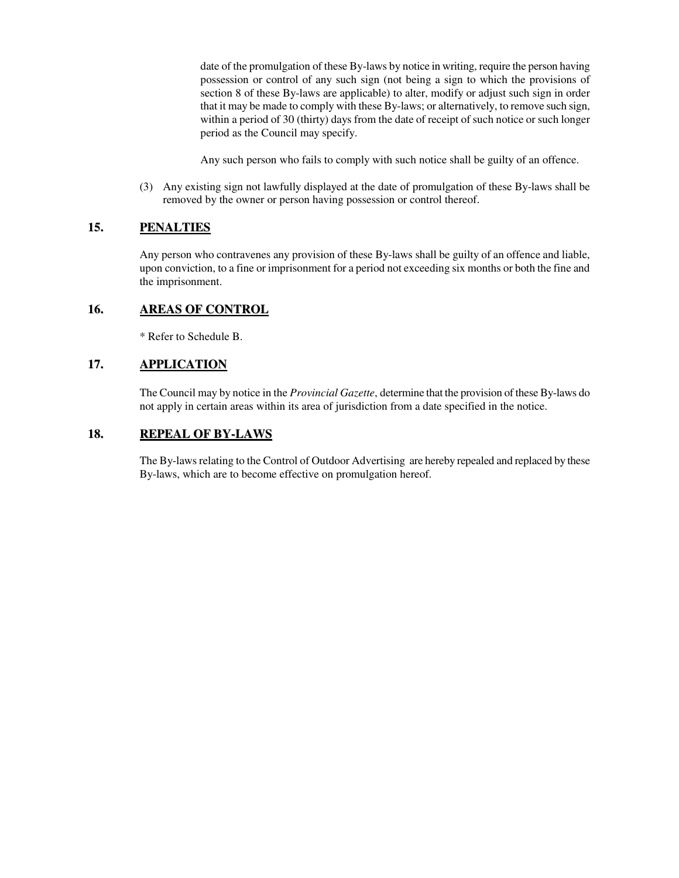date of the promulgation of these By-laws by notice in writing, require the person having possession or control of any such sign (not being a sign to which the provisions of section 8 of these By-laws are applicable) to alter, modify or adjust such sign in order that it may be made to comply with these By-laws; or alternatively, to remove such sign, within a period of 30 (thirty) days from the date of receipt of such notice or such longer period as the Council may specify.

Any such person who fails to comply with such notice shall be guilty of an offence.

(3) Any existing sign not lawfully displayed at the date of promulgation of these By-laws shall be removed by the owner or person having possession or control thereof.

## 15. PENALTIES

Any person who contravenes any provision of these By-laws shall be guilty of an offence and liable, upon conviction, to a fine or imprisonment for a period not exceeding six months or both the fine and the imprisonment.

## 16. AREAS OF CONTROL

* Refer to Schedule B.

## 17. APPLICATION

The Council may by notice in the *Provincial Gazette*, determine that the provision of these By-laws do not apply in certain areas within its area of jurisdiction from a date specified in the notice.

## 18. REPEAL OF BY-LAWS

The By-laws relating to the Control of Outdoor Advertising are hereby repealed and replaced by these By-laws, which are to become effective on promulgation hereof.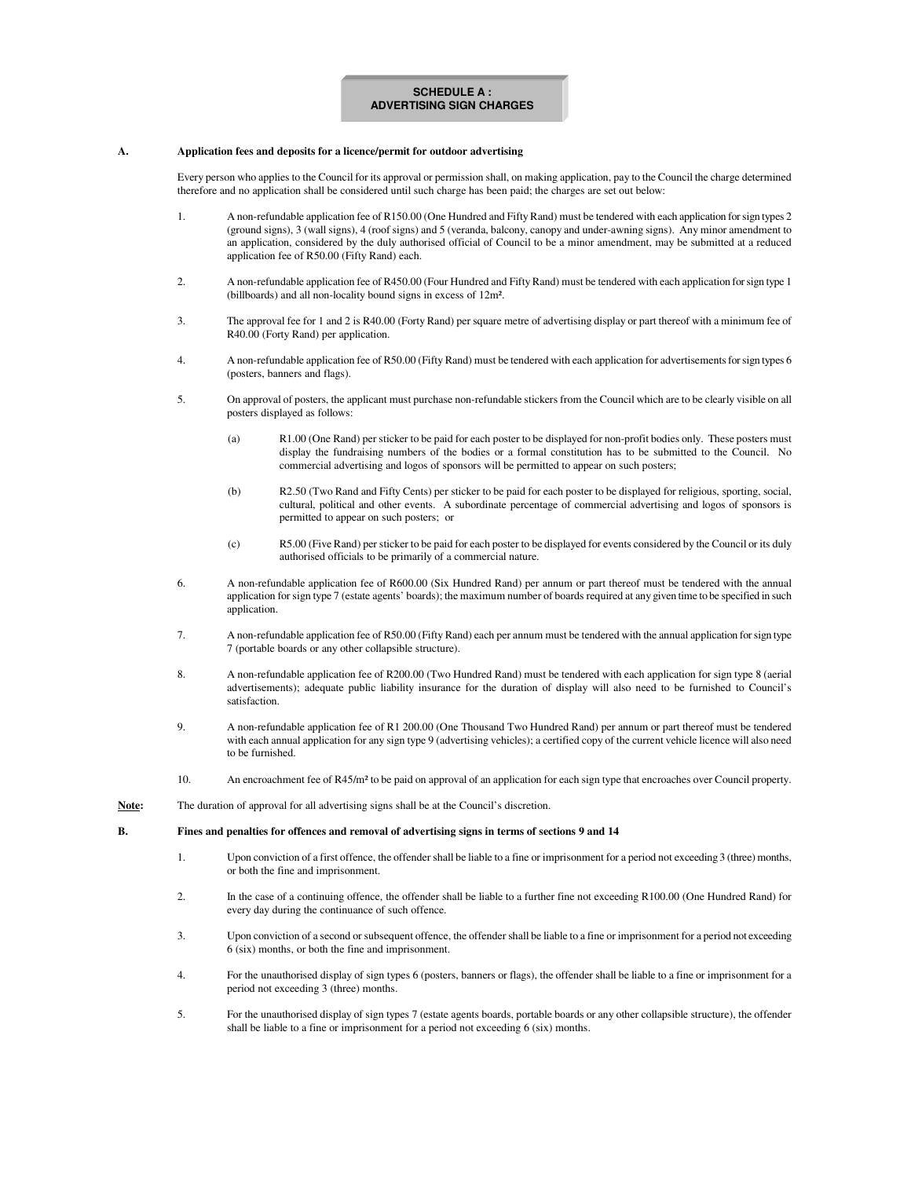# SCHEDULE A : ADVERTISING SIGN CHARGES

**A. Application fees and deposits for a licence/permit for outdoor advertising**

Every person who applies to the Council for its approval or permission shall, on making application, pay to the Council the charge determined therefore and no application shall be considered until such charge has been paid; the charges are set out below:

1. A non-refundable application fee of R150.00 (One Hundred and Fifty Rand) must be tendered with each application for sign types 2 (ground signs), 3 (wall signs), 4 (roof signs) and 5 (veranda, balcony, canopy and under-awning signs). Any minor amendment to an application, considered by the duly authorised official of Council to be a minor amendment, may be submitted at a reduced application fee of R50.00 (Fifty Rand) each.

2. A non-refundable application fee of R450.00 (Four Hundred and Fifty Rand) must be tendered with each application for sign type 1 (billboards) and all non-locality bound signs in excess of 12m².

3. The approval fee for 1 and 2 is R40.00 (Forty Rand) per square metre of advertising display or part thereof with a minimum fee of R40.00 (Forty Rand) per application.

4. A non-refundable application fee of R50.00 (Fifty Rand) must be tendered with each application for advertisements for sign types 6 (posters, banners and flags).

5. On approval of posters, the applicant must purchase non-refundable stickers from the Council which are to be clearly visible on all posters displayed as follows:

   (a) R1.00 (One Rand) per sticker to be paid for each poster to be displayed for non-profit bodies only. These posters must display the fundraising numbers of the bodies or a formal constitution has to be submitted to the Council. No commercial advertising and logos of sponsors will be permitted to appear on such posters;

   (b) R2.50 (Two Rand and Fifty Cents) per sticker to be paid for each poster to be displayed for religious, sporting, social, cultural, political and other events. A subordinate percentage of commercial advertising and logos of sponsors is permitted to appear on such posters; or

   (c) R5.00 (Five Rand) per sticker to be paid for each poster to be displayed for events considered by the Council or its duly authorised officials to be primarily of a commercial nature.

6. A non-refundable application fee of R600.00 (Six Hundred Rand) per annum or part thereof must be tendered with the annual application for sign type 7 (estate agents' boards); the maximum number of boards required at any given time to be specified in such application.

7. A non-refundable application fee of R50.00 (Fifty Rand) each per annum must be tendered with the annual application for sign type 7 (portable boards or any other collapsible structure).

8. A non-refundable application fee of R200.00 (Two Hundred Rand) must be tendered with each application for sign type 8 (aerial advertisements); adequate public liability insurance for the duration of display will also need to be furnished to Council's satisfaction.

9. A non-refundable application fee of R1 200.00 (One Thousand Two Hundred Rand) per annum or part thereof must be tendered with each annual application for any sign type 9 (advertising vehicles); a certified copy of the current vehicle licence will also need to be furnished.

10. An encroachment fee of R45/m² to be paid on approval of an application for each sign type that encroaches over Council property.

**Note:** The duration of approval for all advertising signs shall be at the Council's discretion.

**B. Fines and penalties for offences and removal of advertising signs in terms of sections 9 and 14**

1. Upon conviction of a first offence, the offender shall be liable to a fine or imprisonment for a period not exceeding 3 (three) months, or both the fine and imprisonment.

2. In the case of a continuing offence, the offender shall be liable to a further fine not exceeding R100.00 (One Hundred Rand) for every day during the continuance of such offence.

3. Upon conviction of a second or subsequent offence, the offender shall be liable to a fine or imprisonment for a period not exceeding 6 (six) months, or both the fine and imprisonment.

4. For the unauthorised display of sign types 6 (posters, banners or flags), the offender shall be liable to a fine or imprisonment for a period not exceeding 3 (three) months.

5. For the unauthorised display of sign types 7 (estate agents boards, portable boards or any other collapsible structure), the offender shall be liable to a fine or imprisonment for a period not exceeding 6 (six) months.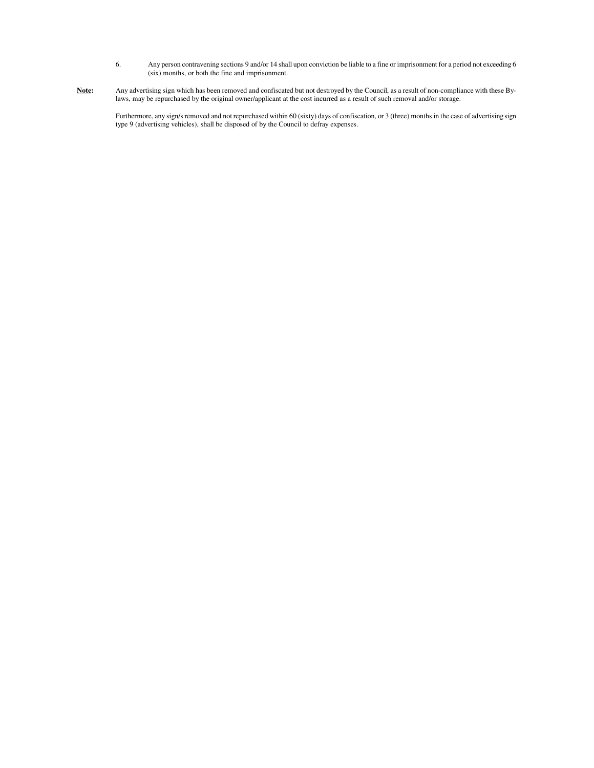6. Any person contravening sections 9 and/or 14 shall upon conviction be liable to a fine or imprisonment for a period not exceeding 6 (six) months, or both the fine and imprisonment.

**Note:** Any advertising sign which has been removed and confiscated but not destroyed by the Council, as a result of non-compliance with these By-laws, may be repurchased by the original owner/applicant at the cost incurred as a result of such removal and/or storage.

Furthermore, any sign/s removed and not repurchased within 60 (sixty) days of confiscation, or 3 (three) months in the case of advertising sign type 9 (advertising vehicles), shall be disposed of by the Council to defray expenses.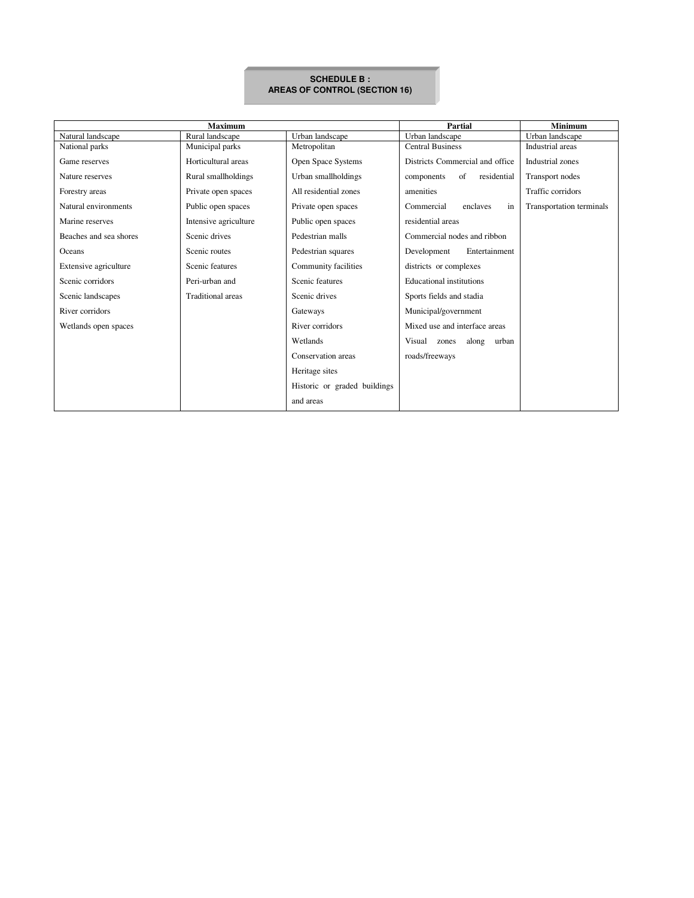**SCHEDULE B :**
**AREAS OF CONTROL (SECTION 16)**

| Maximum | | | Partial | Minimum |
|---|---|---|---|---|
| Natural landscape | Rural landscape | Urban landscape | Urban landscape | Urban landscape |
| National parks | Municipal parks | Metropolitan | Central Business | Industrial areas |
| Game reserves | Horticultural areas | Open Space Systems | Districts Commercial and office | Industrial zones |
| Nature reserves | Rural smallholdings | Urban smallholdings | components of residential | Transport nodes |
| Forestry areas | Private open spaces | All residential zones | amenities | Traffic corridors |
| Natural environments | Public open spaces | Private open spaces | Commercial enclaves in | Transportation terminals |
| Marine reserves | Intensive agriculture | Public open spaces | residential areas | |
| Beaches and sea shores | Scenic drives | Pedestrian malls | Commercial nodes and ribbon | |
| Oceans | Scenic routes | Pedestrian squares | Development Entertainment | |
| Extensive agriculture | Scenic features | Community facilities | districts or complexes | |
| Scenic corridors | Peri-urban and | Scenic features | Educational institutions | |
| Scenic landscapes | Traditional areas | Scenic drives | Sports fields and stadia | |
| River corridors | | Gateways | Municipal/government | |
| Wetlands open spaces | | River corridors | Mixed use and interface areas | |
| | | Wetlands | Visual zones along urban | |
| | | Conservation areas | roads/freeways | |
| | | Heritage sites | | |
| | | Historic or graded buildings | | |
| | | and areas | | |